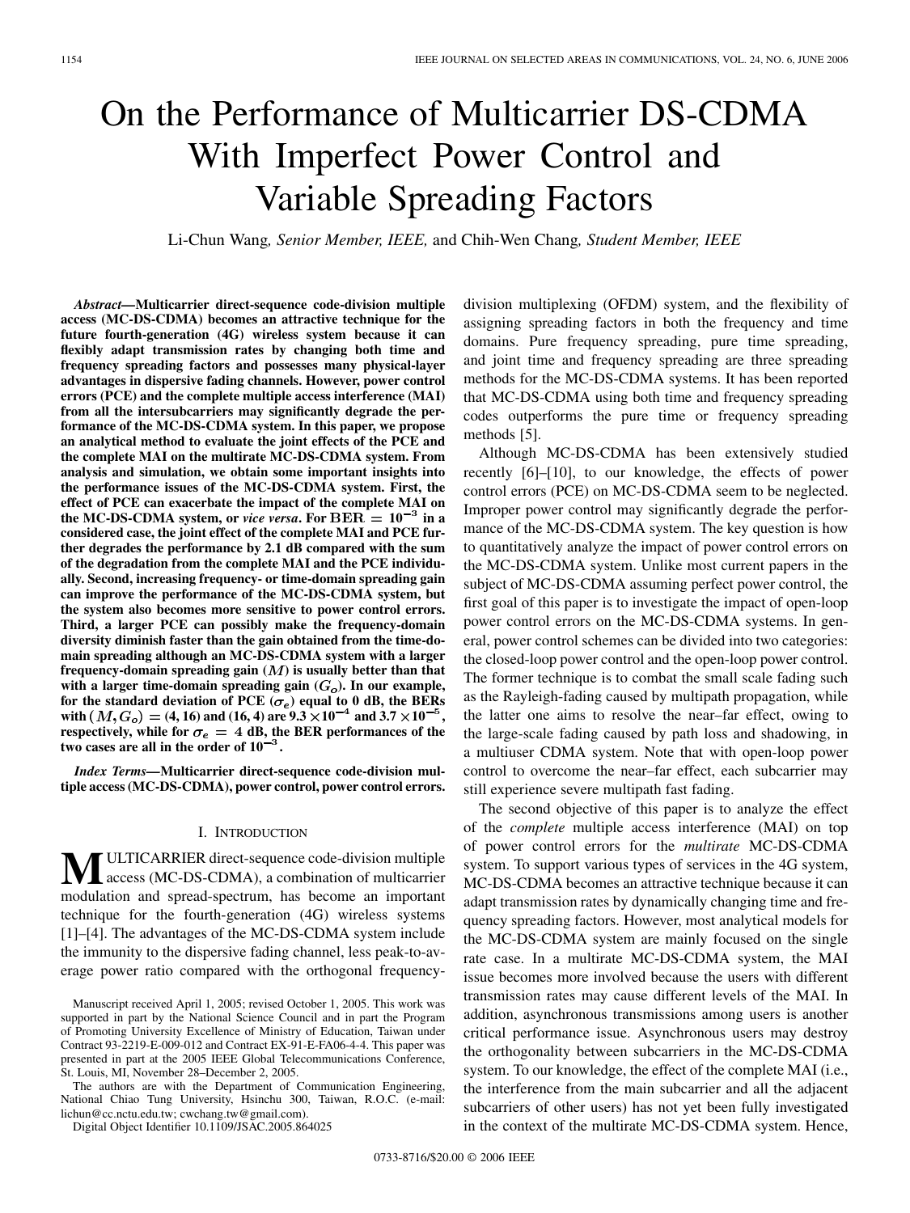# On the Performance of Multicarrier DS-CDMA With Imperfect Power Control and Variable Spreading Factors

Li-Chun Wang, *Senior Member, IEEE,* and Chih-Wen Chang, *Student Member, IEEE*

***Abstract*—Multicarrier direct-sequence code-division multiple access (MC-DS-CDMA) becomes an attractive technique for the future fourth-generation (4G) wireless system because it can flexibly adapt transmission rates by changing both time and frequency spreading factors and possesses many physical-layer advantages in dispersive fading channels. However, power control errors (PCE) and the complete multiple access interference (MAI) from all the intersubcarriers may significantly degrade the performance of the MC-DS-CDMA system. In this paper, we propose an analytical method to evaluate the joint effects of the PCE and the complete MAI on the multirate MC-DS-CDMA system. From analysis and simulation, we obtain some important insights into the performance issues of the MC-DS-CDMA system. First, the effect of PCE can exacerbate the impact of the complete MAI on the MC-DS-CDMA system, or *vice versa*. For $\text{BER} = 10^{-3}$ in a considered case, the joint effect of the complete MAI and PCE further degrades the performance by 2.1 dB compared with the sum of the degradation from the complete MAI and the PCE individually. Second, increasing frequency- or time-domain spreading gain can improve the performance of the MC-DS-CDMA system, but the system also becomes more sensitive to power control errors. Third, a larger PCE can possibly make the frequency-domain diversity diminish faster than the gain obtained from the time-domain spreading although an MC-DS-CDMA system with a larger frequency-domain spreading gain ($M$) is usually better than that with a larger time-domain spreading gain ($G_o$). In our example, for the standard deviation of PCE ($\sigma_e$) equal to 0 dB, the BERs with $(M, G_o) =$ (4, 16) and (16, 4) are $9.3 \times 10^{-4}$ and $3.7 \times 10^{-5}$, respectively, while for $\sigma_e = 4$ dB, the BER performances of the two cases are all in the order of $10^{-3}$.**

***Index Terms*—Multicarrier direct-sequence code-division multiple access (MC-DS-CDMA), power control, power control errors.**

## I. Introduction

Multicarrier direct-sequence code-division multiple access (MC-DS-CDMA), a combination of multicarrier modulation and spread-spectrum, has become an important technique for the fourth-generation (4G) wireless systems [1]–[4]. The advantages of the MC-DS-CDMA system include the immunity to the dispersive fading channel, less peak-to-average power ratio compared with the orthogonal frequency-division multiplexing (OFDM) system, and the flexibility of assigning spreading factors in both the frequency and time domains. Pure frequency spreading, pure time spreading, and joint time and frequency spreading are three spreading methods for the MC-DS-CDMA systems. It has been reported that MC-DS-CDMA using both time and frequency spreading codes outperforms the pure time or frequency spreading methods [5].

Although MC-DS-CDMA has been extensively studied recently [6]–[10], to our knowledge, the effects of power control errors (PCE) on MC-DS-CDMA seem to be neglected. Improper power control may significantly degrade the performance of the MC-DS-CDMA system. The key question is how to quantitatively analyze the impact of power control errors on the MC-DS-CDMA system. Unlike most current papers in the subject of MC-DS-CDMA assuming perfect power control, the first goal of this paper is to investigate the impact of open-loop power control errors on the MC-DS-CDMA systems. In general, power control schemes can be divided into two categories: the closed-loop power control and the open-loop power control. The former technique is to combat the small scale fading such as the Rayleigh-fading caused by multipath propagation, while the latter one aims to resolve the near–far effect, owing to the large-scale fading caused by path loss and shadowing, in a multiuser CDMA system. Note that with open-loop power control to overcome the near–far effect, each subcarrier may still experience severe multipath fast fading.

The second objective of this paper is to analyze the effect of the *complete* multiple access interference (MAI) on top of power control errors for the *multirate* MC-DS-CDMA system. To support various types of services in the 4G system, MC-DS-CDMA becomes an attractive technique because it can adapt transmission rates by dynamically changing time and frequency spreading factors. However, most analytical models for the MC-DS-CDMA system are mainly focused on the single rate case. In a multirate MC-DS-CDMA system, the MAI issue becomes more involved because the users with different transmission rates may cause different levels of the MAI. In addition, asynchronous transmissions among users is another critical performance issue. Asynchronous users may destroy the orthogonality between subcarriers in the MC-DS-CDMA system. To our knowledge, the effect of the complete MAI (i.e., the interference from the main subcarrier and all the adjacent subcarriers of other users) has not yet been fully investigated in the context of the multirate MC-DS-CDMA system. Hence,

Manuscript received April 1, 2005; revised October 1, 2005. This work was supported in part by the National Science Council and in part the Program of Promoting University Excellence of Ministry of Education, Taiwan under Contract 93-2219-E-009-012 and Contract EX-91-E-FA06-4-4. This paper was presented in part at the 2005 IEEE Global Telecommunications Conference, St. Louis, MI, November 28–December 2, 2005.

The authors are with the Department of Communication Engineering, National Chiao Tung University, Hsinchu 300, Taiwan, R.O.C. (e-mail: lichun@cc.nctu.edu.tw; cwchang.tw@gmail.com).

Digital Object Identifier 10.1109/JSAC.2005.864025

0733-8716/$20.00 © 2006 IEEE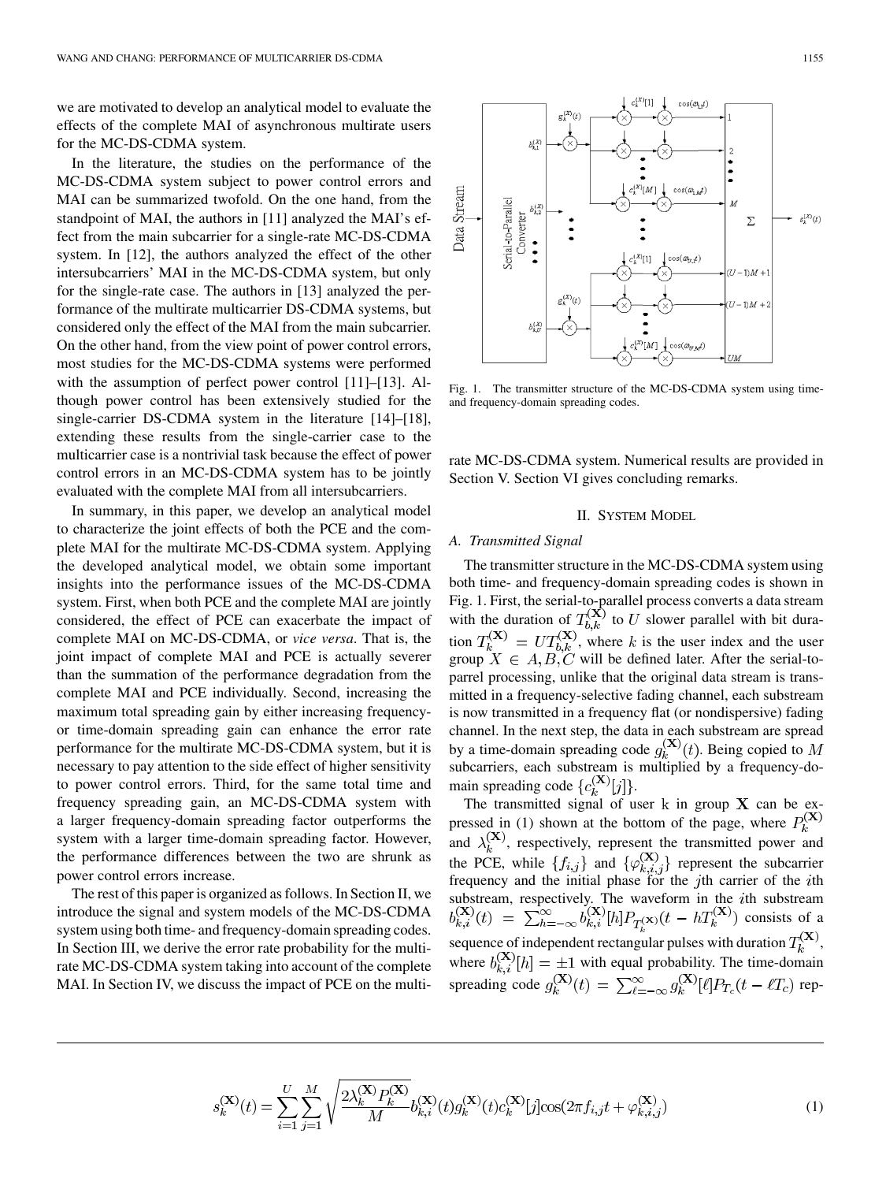we are motivated to develop an analytical model to evaluate the effects of the complete MAI of asynchronous multirate users for the MC-DS-CDMA system.

In the literature, the studies on the performance of the MC-DS-CDMA system subject to power control errors and MAI can be summarized twofold. On the one hand, from the standpoint of MAI, the authors in [11] analyzed the MAI's effect from the main subcarrier for a single-rate MC-DS-CDMA system. In [12], the authors analyzed the effect of the other intersubcarriers' MAI in the MC-DS-CDMA system, but only for the single-rate case. The authors in [13] analyzed the performance of the multirate multicarrier DS-CDMA systems, but considered only the effect of the MAI from the main subcarrier. On the other hand, from the view point of power control errors, most studies for the MC-DS-CDMA systems were performed with the assumption of perfect power control [11]–[13]. Although power control has been extensively studied for the single-carrier DS-CDMA system in the literature [14]–[18], extending these results from the single-carrier case to the multicarrier case is a nontrivial task because the effect of power control errors in an MC-DS-CDMA system has to be jointly evaluated with the complete MAI from all intersubcarriers.

In summary, in this paper, we develop an analytical model to characterize the joint effects of both the PCE and the complete MAI for the multirate MC-DS-CDMA system. Applying the developed analytical model, we obtain some important insights into the performance issues of the MC-DS-CDMA system. First, when both PCE and the complete MAI are jointly considered, the effect of PCE can exacerbate the impact of complete MAI on MC-DS-CDMA, or *vice versa*. That is, the joint impact of complete MAI and PCE is actually severer than the summation of the performance degradation from the complete MAI and PCE individually. Second, increasing the maximum total spreading gain by either increasing frequency- or time-domain spreading gain can enhance the error rate performance for the multirate MC-DS-CDMA system, but it is necessary to pay attention to the side effect of higher sensitivity to power control errors. Third, for the same total time and frequency spreading gain, an MC-DS-CDMA system with a larger frequency-domain spreading factor outperforms the system with a larger time-domain spreading factor. However, the performance differences between the two are shrunk as power control errors increase.

The rest of this paper is organized as follows. In Section II, we introduce the signal and system models of the MC-DS-CDMA system using both time- and frequency-domain spreading codes. In Section III, we derive the error rate probability for the multirate MC-DS-CDMA system taking into account of the complete MAI. In Section IV, we discuss the impact of PCE on the multirate MC-DS-CDMA system. Numerical results are provided in Section V. Section VI gives concluding remarks.

Fig. 1. The transmitter structure of the MC-DS-CDMA system using time- and frequency-domain spreading codes.

## II. System Model

### A. Transmitted Signal

The transmitter structure in the MC-DS-CDMA system using both time- and frequency-domain spreading codes is shown in Fig. 1. First, the serial-to-parallel process converts a data stream with the duration of $T_{b,k}^{(\mathbf{X})}$ to $U$ slower parallel with bit duration $T_k^{(\mathbf{X})} = UT_{b,k}^{(\mathbf{X})}$, where $k$ is the user index and the user group $X \in A, B, C$ will be defined later. After the serial-to-parrel processing, unlike that the original data stream is transmitted in a frequency-selective fading channel, each substream is now transmitted in a frequency flat (or nondispersive) fading channel. In the next step, the data in each substream are spread by a time-domain spreading code $g_k^{(\mathbf{X})}(t)$. Being copied to $M$ subcarriers, each substream is multiplied by a frequency-domain spreading code $\{c_k^{(\mathbf{X})}[j]\}$.

The transmitted signal of user k in group $\mathbf{X}$ can be expressed in (1) shown at the bottom of the page, where $P_k^{(\mathbf{X})}$ and $\lambda_k^{(\mathbf{X})}$, respectively, represent the transmitted power and the PCE, while $\{f_{i,j}\}$ and $\{\varphi_{k,i,j}^{(\mathbf{X})}\}$ represent the subcarrier frequency and the initial phase for the $j$th carrier of the $i$th substream, respectively. The waveform in the $i$th substream $b_{k,i}^{(\mathbf{X})}(t) = \sum_{h=-\infty}^{\infty} b_{k,i}^{(\mathbf{X})}[h]P_{T_k^{(\mathbf{X})}}(t - hT_k^{(\mathbf{X})})$ consists of a sequence of independent rectangular pulses with duration $T_k^{(\mathbf{X})}$, where $b_{k,i}^{(\mathbf{X})}[h] = \pm 1$ with equal probability. The time-domain spreading code $g_k^{(\mathbf{X})}(t) = \sum_{\ell=-\infty}^{\infty} g_k^{(\mathbf{X})}[\ell]P_{T_c}(t - \ell T_c)$ rep-

$$s_k^{(\mathbf{X})}(t) = \sum_{i=1}^{U}\sum_{j=1}^{M}\sqrt{\frac{2\lambda_k^{(\mathbf{X})}P_k^{(\mathbf{X})}}{M}}b_{k,i}^{(\mathbf{X})}(t)g_k^{(\mathbf{X})}(t)c_k^{(\mathbf{X})}[j]\cos(2\pi f_{i,j}t + \varphi_{k,i,j}^{(\mathbf{X})}) \tag{1}$$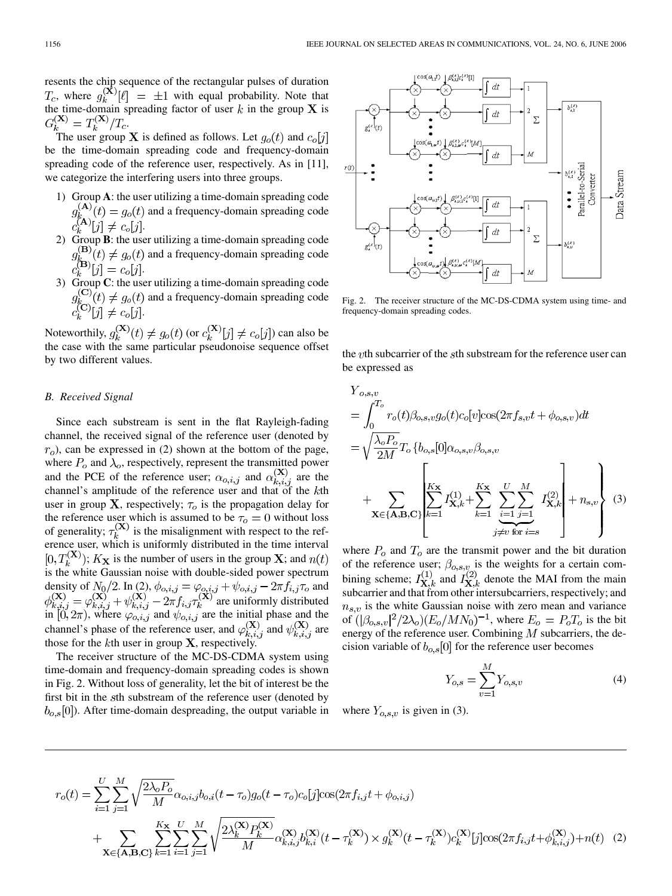resents the chip sequence of the rectangular pulses of duration $T_c$, where $g_k^{(\mathbf{X})}[\ell] = \pm 1$ with equal probability. Note that the time-domain spreading factor of user $k$ in the group $\mathbf{X}$ is $G_k^{(\mathbf{X})} = T_k^{(\mathbf{X})}/T_c$.

The user group $\mathbf{X}$ is defined as follows. Let $g_o(t)$ and $c_o[j]$ be the time-domain spreading code and frequency-domain spreading code of the reference user, respectively. As in [11], we categorize the interfering users into three groups.

1) Group **A**: the user utilizing a time-domain spreading code $g_k^{(\mathbf{A})}(t) = g_o(t)$ and a frequency-domain spreading code $c_k^{(\mathbf{A})}[j] \neq c_o[j]$.
2) Group **B**: the user utilizing a time-domain spreading code $g_k^{(\mathbf{B})}(t) \neq g_o(t)$ and a frequency-domain spreading code $c_k^{(\mathbf{B})}[j] = c_o[j]$.
3) Group **C**: the user utilizing a time-domain spreading code $g_k^{(\mathbf{C})}(t) \neq g_o(t)$ and a frequency-domain spreading code $c_k^{(\mathbf{C})}[j] \neq c_o[j]$.

Noteworthily, $g_k^{(\mathbf{X})}(t) \neq g_o(t)$ (or $c_k^{(\mathbf{X})}[j] \neq c_o[j]$) can also be the case with the same particular pseudonoise sequence offset by two different values.

### B. Received Signal

Since each substream is sent in the flat Rayleigh-fading channel, the received signal of the reference user (denoted by $r_o$), can be expressed in (2) shown at the bottom of the page, where $P_o$ and $\lambda_o$, respectively, represent the transmitted power and the PCE of the reference user; $\alpha_{o,i,j}$ and $\alpha_{k,i,j}^{(\mathbf{X})}$ are the channel's amplitude of the reference user and that of the $k$th user in group $\mathbf{X}$, respectively; $\tau_o$ is the propagation delay for the reference user which is assumed to be $\tau_o = 0$ without loss of generality; $\tau_k^{(\mathbf{X})}$ is the misalignment with respect to the reference user, which is uniformly distributed in the time interval $[0, T_k^{(\mathbf{X})})$; $K_{\mathbf{X}}$ is the number of users in the group $\mathbf{X}$; and $n(t)$ is the white Gaussian noise with double-sided power spectrum density of $N_0/2$. In (2), $\phi_{o,i,j} = \varphi_{o,i,j} + \psi_{o,i,j} - 2\pi f_{i,j}\tau_o$ and $\phi_{k,i,j}^{(\mathbf{X})} = \varphi_{k,i,j}^{(\mathbf{X})} + \psi_{k,i,j}^{(\mathbf{X})} - 2\pi f_{i,j}\tau_k^{(\mathbf{X})}$ are uniformly distributed in $[0, 2\pi)$, where $\varphi_{o,i,j}$ and $\psi_{o,i,j}$ are the initial phase and the channel's phase of the reference user, and $\varphi_{k,i,j}^{(\mathbf{X})}$ and $\psi_{k,i,j}^{(\mathbf{X})}$ are those for the $k$th user in group $\mathbf{X}$, respectively.

The receiver structure of the MC-DS-CDMA system using time-domain and frequency-domain spreading codes is shown in Fig. 2. Without loss of generality, let the bit of interest be the first bit in the $s$th substream of the reference user (denoted by $b_{o,s}[0]$). After time-domain despreading, the output variable in the $v$th subcarrier of the $s$th substream for the reference user can be expressed as

Fig. 2. The receiver structure of the MC-DS-CDMA system using time- and frequency-domain spreading codes.

$$
\begin{aligned}
Y_{o,s,v} &= \int_0^{T_o} r_o(t)\beta_{o,s,v} g_o(t) c_o[v] \cos(2\pi f_{s,v} t + \phi_{o,s,v}) dt \\
&= \sqrt{\frac{\lambda_o P_o}{2M}} T_o \Bigg\{ b_{o,s}[0]\alpha_{o,s,v}\beta_{o,s,v} \\
&\quad + \sum_{\mathbf{X}\in\{\mathbf{A},\mathbf{B},\mathbf{C}\}} \Bigg[ \sum_{k=1}^{K_{\mathbf{X}}} I_{\mathbf{X},k}^{(1)} + \sum_{k=1}^{K_{\mathbf{X}}} \underbrace{\sum_{i=1}^{U}\sum_{j=1}^{M}}_{j\neq v \text{ for } i=s} I_{\mathbf{X},k}^{(2)} \Bigg] + n_{s,v} \Bigg\}
\end{aligned} \tag{3}
$$

where $P_o$ and $T_o$ are the transmit power and the bit duration of the reference user; $\beta_{o,s,v}$ is the weights for a certain combining scheme; $I_{\mathbf{X},k}^{(1)}$ and $I_{\mathbf{X},k}^{(2)}$ denote the MAI from the main subcarrier and that from other intersubcarriers, respectively; and $n_{s,v}$ is the white Gaussian noise with zero mean and variance of $(|\beta_{o,s,v}|^2/2\lambda_o)(E_o/MN_0)^{-1}$, where $E_o = P_o T_o$ is the bit energy of the reference user. Combining $M$ subcarriers, the decision variable of $b_{o,s}[0]$ for the reference user becomes

$$
Y_{o,s} = \sum_{v=1}^{M} Y_{o,s,v} \tag{4}
$$

where $Y_{o,s,v}$ is given in (3).

$$
\begin{aligned}
r_o(t) &= \sum_{i=1}^{U}\sum_{j=1}^{M} \sqrt{\frac{2\lambda_o P_o}{M}} \alpha_{o,i,j} b_{o,i}(t-\tau_o) g_o(t-\tau_o) c_o[j] \cos(2\pi f_{i,j} t + \phi_{o,i,j}) \\
&\quad + \sum_{\mathbf{X}\in\{\mathbf{A},\mathbf{B},\mathbf{C}\}} \sum_{k=1}^{K_{\mathbf{X}}}\sum_{i=1}^{U}\sum_{j=1}^{M} \sqrt{\frac{2\lambda_k^{(\mathbf{X})} P_k^{(\mathbf{X})}}{M}} \alpha_{k,i,j}^{(\mathbf{X})} b_{k,i}^{(\mathbf{X})}(t-\tau_k^{(\mathbf{X})}) \times g_k^{(\mathbf{X})}(t-\tau_k^{(\mathbf{X})}) c_k^{(\mathbf{X})}[j] \cos(2\pi f_{i,j} t + \phi_{k,i,j}^{(\mathbf{X})}) + n(t)
\end{aligned} \tag{2}
$$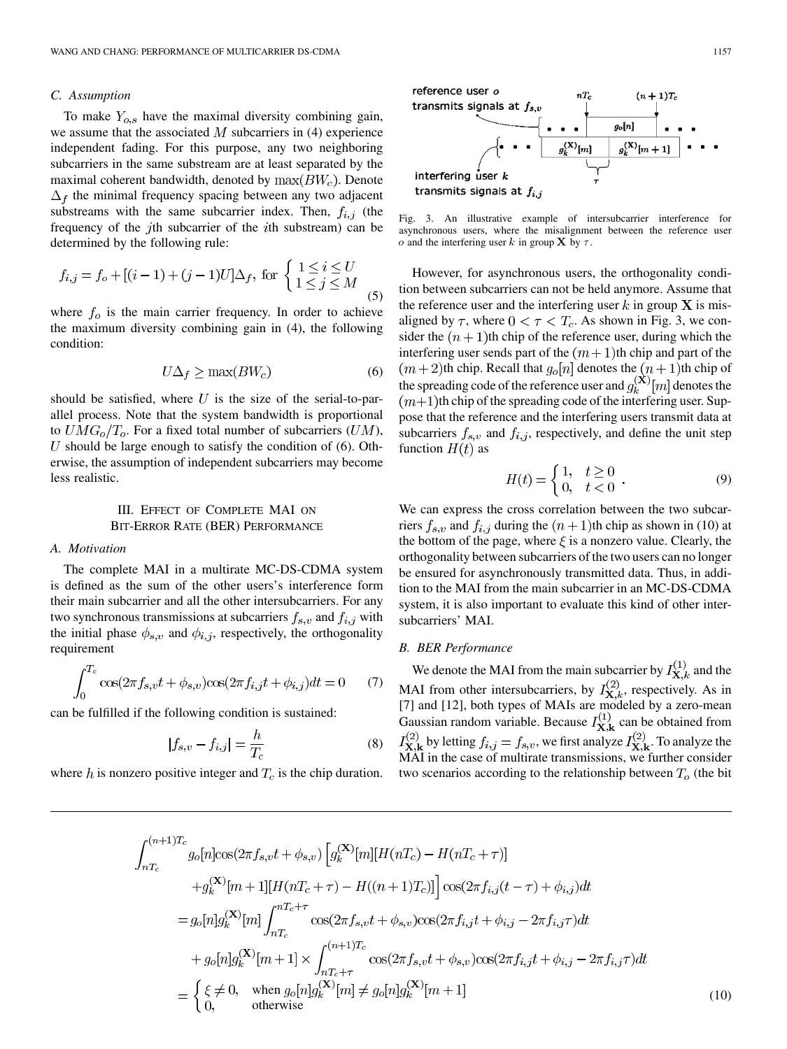### C. Assumption

To make $Y_{o,s}$ have the maximal diversity combining gain, we assume that the associated $M$ subcarriers in (4) experience independent fading. For this purpose, any two neighboring subcarriers in the same substream are at least separated by the maximal coherent bandwidth, denoted by $\max(BW_c)$. Denote $\Delta_f$ the minimal frequency spacing between any two adjacent substreams with the same subcarrier index. Then, $f_{i,j}$ (the frequency of the $j$th subcarrier of the $i$th substream) can be determined by the following rule:

$$f_{i,j} = f_o + [(i-1) + (j-1)U]\Delta_f, \text{ for } \begin{cases} 1 \le i \le U \\ 1 \le j \le M \end{cases} \tag{5}$$

where $f_o$ is the main carrier frequency. In order to achieve the maximum diversity combining gain in (4), the following condition:

$$U\Delta_f \ge \max(BW_c) \tag{6}$$

should be satisfied, where $U$ is the size of the serial-to-parallel process. Note that the system bandwidth is proportional to $UMG_o/T_o$. For a fixed total number of subcarriers ($UM$), $U$ should be large enough to satisfy the condition of (6). Otherwise, the assumption of independent subcarriers may become less realistic.

## III. Effect of Complete MAI on Bit-Error Rate (BER) Performance

### A. Motivation

The complete MAI in a multirate MC-DS-CDMA system is defined as the sum of the other users's interference form their main subcarrier and all the other intersubcarriers. For any two synchronous transmissions at subcarriers $f_{s,v}$ and $f_{i,j}$ with the initial phase $\phi_{s,v}$ and $\phi_{i,j}$, respectively, the orthogonality requirement

$$\int_0^{T_c} \cos(2\pi f_{s,v}t + \phi_{s,v})\cos(2\pi f_{i,j}t + \phi_{i,j})dt = 0 \tag{7}$$

can be fulfilled if the following condition is sustained:

$$|f_{s,v} - f_{i,j}| = \frac{h}{T_c} \tag{8}$$

where $h$ is nonzero positive integer and $T_c$ is the chip duration.

Fig. 3. An illustrative example of intersubcarrier interference for asynchronous users, where the misalignment between the reference user $o$ and the interfering user $k$ in group $\mathbf{X}$ by $\tau$.

However, for asynchronous users, the orthogonality condition between subcarriers can not be held anymore. Assume that the reference user and the interfering user $k$ in group $\mathbf{X}$ is misaligned by $\tau$, where $0 < \tau < T_c$. As shown in Fig. 3, we consider the $(n+1)$th chip of the reference user, during which the interfering user sends part of the $(m+1)$th chip and part of the $(m+2)$th chip. Recall that $g_o[n]$ denotes the $(n+1)$th chip of the spreading code of the reference user and $g_k^{(\mathbf{X})}[m]$ denotes the $(m+1)$th chip of the spreading code of the interfering user. Suppose that the reference and the interfering users transmit data at subcarriers $f_{s,v}$ and $f_{i,j}$, respectively, and define the unit step function $H(t)$ as

$$H(t) = \begin{cases} 1, & t \ge 0 \\ 0, & t < 0 \end{cases}. \tag{9}$$

We can express the cross correlation between the two subcarriers $f_{s,v}$ and $f_{i,j}$ during the $(n+1)$th chip as shown in (10) at the bottom of the page, where $\xi$ is a nonzero value. Clearly, the orthogonality between subcarriers of the two users can no longer be ensured for asynchronously transmitted data. Thus, in addition to the MAI from the main subcarrier in an MC-DS-CDMA system, it is also important to evaluate this kind of other intersubcarriers' MAI.

### B. BER Performance

We denote the MAI from the main subcarrier by $I_{\mathbf{X},k}^{(1)}$ and the MAI from other intersubcarriers, by $I_{\mathbf{X},k}^{(2)}$, respectively. As in [7] and [12], both types of MAIs are modeled by a zero-mean Gaussian random variable. Because $I_{\mathbf{X},\mathbf{k}}^{(1)}$ can be obtained from $I_{\mathbf{X},\mathbf{k}}^{(2)}$ by letting $f_{i,j} = f_{s,v}$, we first analyze $I_{\mathbf{X},\mathbf{k}}^{(2)}$. To analyze the MAI in the case of multirate transmissions, we further consider two scenarios according to the relationship between $T_o$ (the bit

$$\begin{aligned}
&\int_{nT_c}^{(n+1)T_c} g_o[n]\cos(2\pi f_{s,v}t + \phi_{s,v}) \Big[ g_k^{(\mathbf{X})}[m][H(nT_c) - H(nT_c + \tau)] \\
&\quad + g_k^{(\mathbf{X})}[m+1][H(nT_c + \tau) - H((n+1)T_c)] \Big] \cos(2\pi f_{i,j}(t-\tau) + \phi_{i,j})dt \\
&= g_o[n]g_k^{(\mathbf{X})}[m] \int_{nT_c}^{nT_c+\tau} \cos(2\pi f_{s,v}t + \phi_{s,v})\cos(2\pi f_{i,j}t + \phi_{i,j} - 2\pi f_{i,j}\tau)dt \\
&\quad + g_o[n]g_k^{(\mathbf{X})}[m+1] \times \int_{nT_c+\tau}^{(n+1)T_c} \cos(2\pi f_{s,v}t + \phi_{s,v})\cos(2\pi f_{i,j}t + \phi_{i,j} - 2\pi f_{i,j}\tau)dt \\
&= \begin{cases} \xi \ne 0, & \text{when } g_o[n]g_k^{(\mathbf{X})}[m] \ne g_o[n]g_k^{(\mathbf{X})}[m+1] \\ 0, & \text{otherwise} \end{cases}
\end{aligned} \tag{10}$$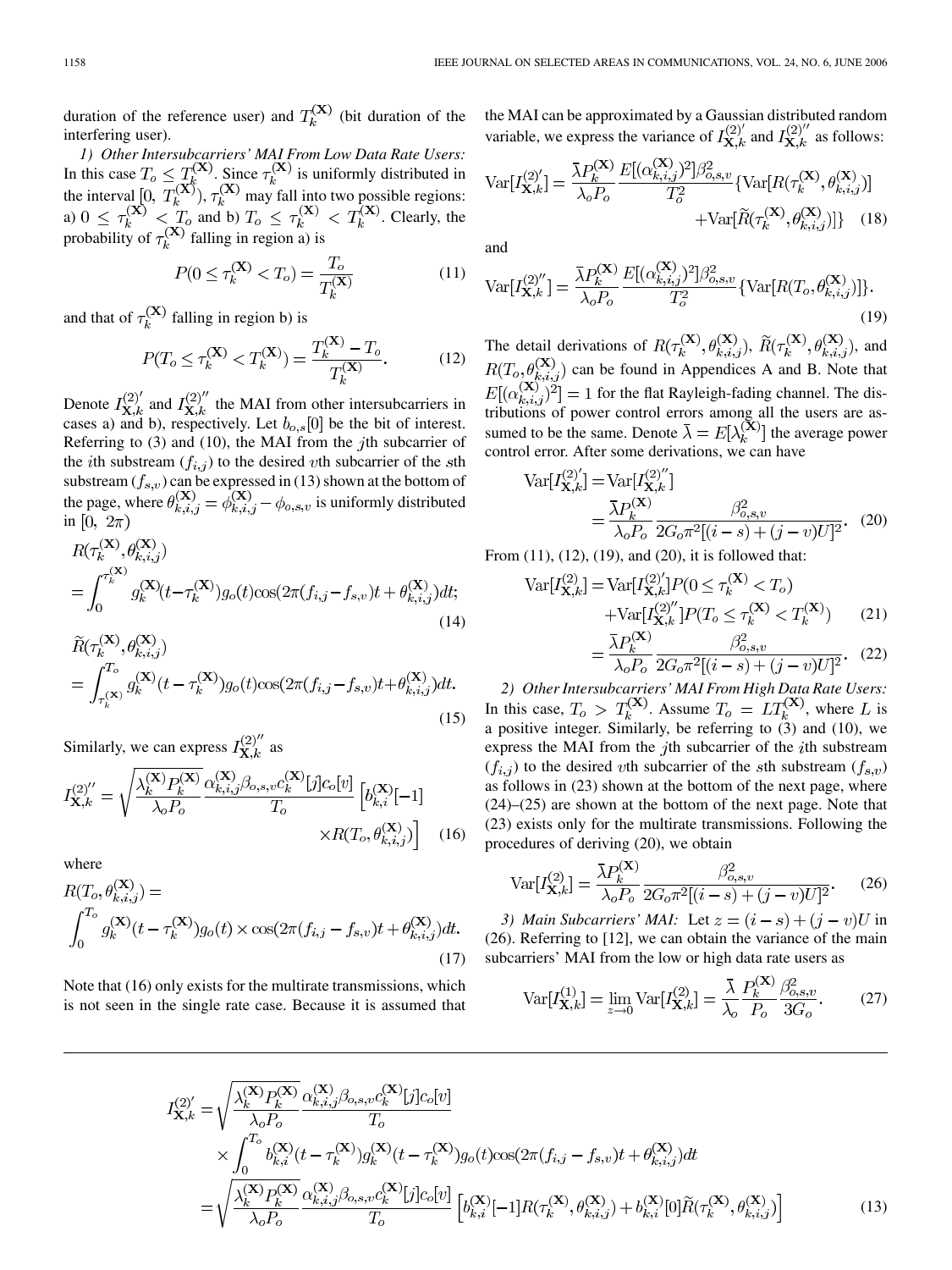duration of the reference user) and $T_k^{(\mathbf{X})}$ (bit duration of the interfering user).

*1) Other Intersubcarriers' MAI From Low Data Rate Users:* In this case $T_o \le T_k^{(\mathbf{X})}$. Since $\tau_k^{(\mathbf{X})}$ is uniformly distributed in the interval $[0,\ T_k^{(\mathbf{X})})$, $\tau_k^{(\mathbf{X})}$ may fall into two possible regions: a) $0 \le \tau_k^{(\mathbf{X})} < T_o$ and b) $T_o \le \tau_k^{(\mathbf{X})} < T_k^{(\mathbf{X})}$. Clearly, the probability of $\tau_k^{(\mathbf{X})}$ falling in region a) is

$$P(0 \le \tau_k^{(\mathbf{X})} < T_o) = \frac{T_o}{T_k^{(\mathbf{X})}} \tag{11}$$

and that of $\tau_k^{(\mathbf{X})}$ falling in region b) is

$$P(T_o \le \tau_k^{(\mathbf{X})} < T_k^{(\mathbf{X})}) = \frac{T_k^{(\mathbf{X})} - T_o}{T_k^{(\mathbf{X})}}. \tag{12}$$

Denote $I_{\mathbf{X},k}^{(2)'}$ and $I_{\mathbf{X},k}^{(2)''}$ the MAI from other intersubcarriers in cases a) and b), respectively. Let $b_{o,s}[0]$ be the bit of interest. Referring to (3) and (10), the MAI from the $j$th subcarrier of the $i$th substream $(f_{i,j})$ to the desired $v$th subcarrier of the $s$th substream $(f_{s,v})$ can be expressed in (13) shown at the bottom of the page, where $\theta_{k,i,j}^{(\mathbf{X})} = \phi_{k,i,j}^{(\mathbf{X})} - \phi_{o,s,v}$ is uniformly distributed in $[0,\ 2\pi)$

$$\begin{aligned} &R(\tau_k^{(\mathbf{X})}, \theta_{k,i,j}^{(\mathbf{X})}) \\ &= \int_0^{\tau_k^{(\mathbf{X})}} g_k^{(\mathbf{X})}(t - \tau_k^{(\mathbf{X})}) g_o(t) \cos(2\pi(f_{i,j} - f_{s,v})t + \theta_{k,i,j}^{(\mathbf{X})}) dt; \end{aligned} \tag{14}$$

$$\begin{aligned} &\widetilde{R}(\tau_k^{(\mathbf{X})}, \theta_{k,i,j}^{(\mathbf{X})}) \\ &= \int_{\tau_k^{(\mathbf{X})}}^{T_o} g_k^{(\mathbf{X})}(t - \tau_k^{(\mathbf{X})}) g_o(t) \cos(2\pi(f_{i,j} - f_{s,v})t + \theta_{k,i,j}^{(\mathbf{X})}) dt. \end{aligned} \tag{15}$$

Similarly, we can express $I_{\mathbf{X},k}^{(2)''}$ as

$$I_{\mathbf{X},k}^{(2)''} = \sqrt{\frac{\lambda_k^{(\mathbf{X})} P_k^{(\mathbf{X})}}{\lambda_o P_o}} \frac{\alpha_{k,i,j}^{(\mathbf{X})} \beta_{o,s,v} c_k^{(\mathbf{X})}[j] c_o[v]}{T_o} \left[ b_{k,i}^{(\mathbf{X})}[-1] \times R(T_o, \theta_{k,i,j}^{(\mathbf{X})}) \right] \tag{16}$$

where

$$R(T_o, \theta_{k,i,j}^{(\mathbf{X})}) = \int_0^{T_o} g_k^{(\mathbf{X})}(t - \tau_k^{(\mathbf{X})}) g_o(t) \times \cos(2\pi(f_{i,j} - f_{s,v})t + \theta_{k,i,j}^{(\mathbf{X})}) dt. \tag{17}$$

Note that (16) only exists for the multirate transmissions, which is not seen in the single rate case. Because it is assumed that the MAI can be approximated by a Gaussian distributed random variable, we express the variance of $I_{\mathbf{X},k}^{(2)'}$ and $I_{\mathbf{X},k}^{(2)''}$ as follows:

$$\begin{aligned} \mathrm{Var}[I_{\mathbf{X},k}^{(2)'}] = \frac{\bar{\lambda} P_k^{(\mathbf{X})}}{\lambda_o P_o} \frac{E[(\alpha_{k,i,j}^{(\mathbf{X})})^2] \beta_{o,s,v}^2}{T_o^2} \{ &\mathrm{Var}[R(\tau_k^{(\mathbf{X})}, \theta_{k,i,j}^{(\mathbf{X})})] \\ &+ \mathrm{Var}[\widetilde{R}(\tau_k^{(\mathbf{X})}, \theta_{k,i,j}^{(\mathbf{X})})] \} \end{aligned} \tag{18}$$

and

$$\mathrm{Var}[I_{\mathbf{X},k}^{(2)''}] = \frac{\bar{\lambda} P_k^{(\mathbf{X})}}{\lambda_o P_o} \frac{E[(\alpha_{k,i,j}^{(\mathbf{X})})^2] \beta_{o,s,v}^2}{T_o^2} \{ \mathrm{Var}[R(T_o, \theta_{k,i,j}^{(\mathbf{X})})] \}. \tag{19}$$

The detail derivations of $R(\tau_k^{(\mathbf{X})}, \theta_{k,i,j}^{(\mathbf{X})})$, $\widetilde{R}(\tau_k^{(\mathbf{X})}, \theta_{k,i,j}^{(\mathbf{X})})$, and $R(T_o, \theta_{k,i,j}^{(\mathbf{X})})$ can be found in Appendices A and B. Note that $E[(\alpha_{k,i,j}^{(\mathbf{X})})^2] = 1$ for the flat Rayleigh-fading channel. The distributions of power control errors among all the users are assumed to be the same. Denote $\bar{\lambda} = E[\lambda_k^{(\mathbf{X})}]$ the average power control error. After some derivations, we can have

$$\begin{aligned} \mathrm{Var}[I_{\mathbf{X},k}^{(2)'}] &= \mathrm{Var}[I_{\mathbf{X},k}^{(2)''}] \\ &= \frac{\bar{\lambda} P_k^{(\mathbf{X})}}{\lambda_o P_o} \frac{\beta_{o,s,v}^2}{2 G_o \pi^2 [(i-s) + (j-v)U]^2}. \end{aligned} \tag{20}$$

From (11), (12), (19), and (20), it is followed that:

$$\begin{aligned} \mathrm{Var}[I_{\mathbf{X},k}^{(2)}] &= \mathrm{Var}[I_{\mathbf{X},k}^{(2)'}] P(0 \le \tau_k^{(\mathbf{X})} < T_o) \\ &\quad + \mathrm{Var}[I_{\mathbf{X},k}^{(2)''}] P(T_o \le \tau_k^{(\mathbf{X})} < T_k^{(\mathbf{X})}) \end{aligned} \tag{21}$$

$$= \frac{\bar{\lambda} P_k^{(\mathbf{X})}}{\lambda_o P_o} \frac{\beta_{o,s,v}^2}{2 G_o \pi^2 [(i-s) + (j-v)U]^2}. \tag{22}$$

*2) Other Intersubcarriers' MAI From High Data Rate Users:* In this case, $T_o > T_k^{(\mathbf{X})}$. Assume $T_o = L T_k^{(\mathbf{X})}$, where $L$ is a positive integer. Similarly, be referring to (3) and (10), we express the MAI from the $j$th subcarrier of the $i$th substream $(f_{i,j})$ to the desired $v$th subcarrier of the $s$th substream $(f_{s,v})$ as follows in (23) shown at the bottom of the next page, where (24)–(25) are shown at the bottom of the next page. Note that (23) exists only for the multirate transmissions. Following the procedures of deriving (20), we obtain

$$\mathrm{Var}[I_{\mathbf{X},k}^{(2)}] = \frac{\bar{\lambda} P_k^{(\mathbf{X})}}{\lambda_o P_o} \frac{\beta_{o,s,v}^2}{2 G_o \pi^2 [(i-s) + (j-v)U]^2}. \tag{26}$$

*3) Main Subcarriers' MAI:* Let $z = (i-s) + (j-v)U$ in (26). Referring to [12], we can obtain the variance of the main subcarriers' MAI from the low or high data rate users as

$$\mathrm{Var}[I_{\mathbf{X},k}^{(1)}] = \lim_{z \to 0} \mathrm{Var}[I_{\mathbf{X},k}^{(2)}] = \frac{\bar{\lambda}}{\lambda_o} \frac{P_k^{(\mathbf{X})}}{P_o} \frac{\beta_{o,s,v}^2}{3 G_o}. \tag{27}$$

$$\begin{aligned} I_{\mathbf{X},k}^{(2)'} &= \sqrt{\frac{\lambda_k^{(\mathbf{X})} P_k^{(\mathbf{X})}}{\lambda_o P_o}} \frac{\alpha_{k,i,j}^{(\mathbf{X})} \beta_{o,s,v} c_k^{(\mathbf{X})}[j] c_o[v]}{T_o} \\ &\quad \times \int_0^{T_o} b_{k,i}^{(\mathbf{X})}(t - \tau_k^{(\mathbf{X})}) g_k^{(\mathbf{X})}(t - \tau_k^{(\mathbf{X})}) g_o(t) \cos(2\pi(f_{i,j} - f_{s,v})t + \theta_{k,i,j}^{(\mathbf{X})}) dt \\ &= \sqrt{\frac{\lambda_k^{(\mathbf{X})} P_k^{(\mathbf{X})}}{\lambda_o P_o}} \frac{\alpha_{k,i,j}^{(\mathbf{X})} \beta_{o,s,v} c_k^{(\mathbf{X})}[j] c_o[v]}{T_o} \left[ b_{k,i}^{(\mathbf{X})}[-1] R(\tau_k^{(\mathbf{X})}, \theta_{k,i,j}^{(\mathbf{X})}) + b_{k,i}^{(\mathbf{X})}[0] \widetilde{R}(\tau_k^{(\mathbf{X})}, \theta_{k,i,j}^{(\mathbf{X})}) \right] \end{aligned} \tag{13}$$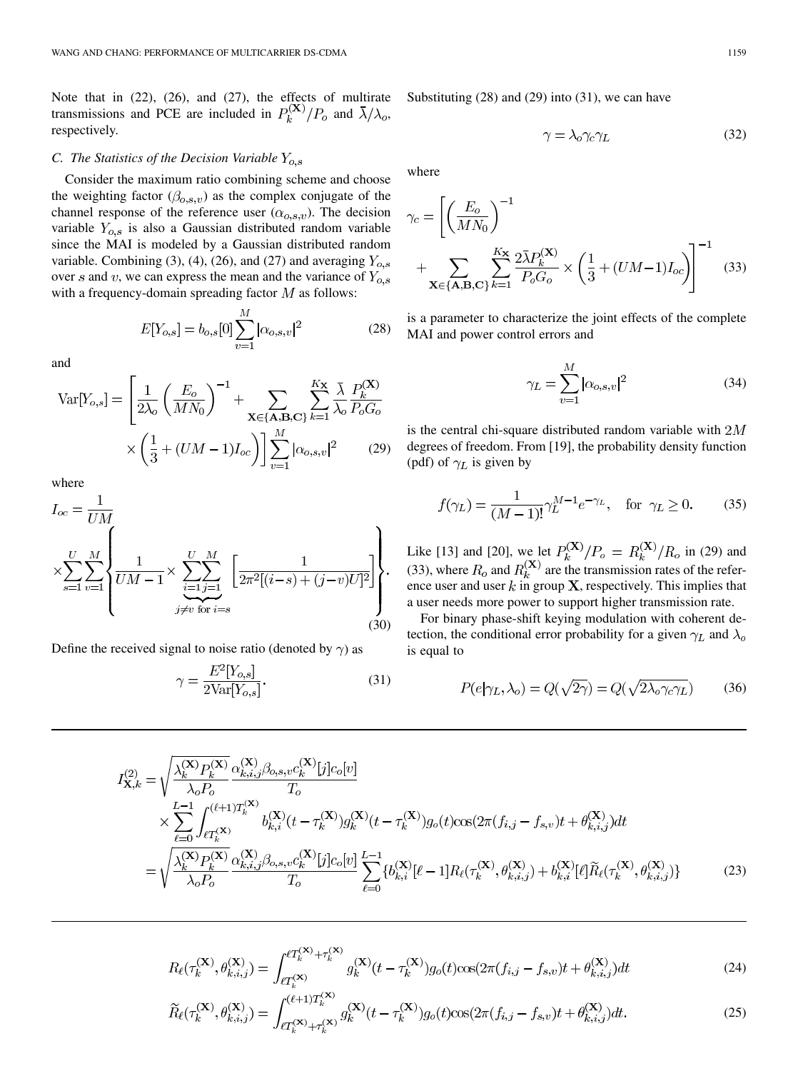Note that in (22), (26), and (27), the effects of multirate transmissions and PCE are included in $P_k^{(\mathbf{X})}/P_o$ and $\bar{\lambda}/\lambda_o$, respectively.

### C. The Statistics of the Decision Variable $Y_{o,s}$

Consider the maximum ratio combining scheme and choose the weighting factor ($\beta_{o,s,v}$) as the complex conjugate of the channel response of the reference user ($\alpha_{o,s,v}$). The decision variable $Y_{o,s}$ is also a Gaussian distributed random variable since the MAI is modeled by a Gaussian distributed random variable. Combining (3), (4), (26), and (27) and averaging $Y_{o,s}$ over $s$ and $v$, we can express the mean and the variance of $Y_{o,s}$ with a frequency-domain spreading factor $M$ as follows:

$$E[Y_{o,s}] = b_{o,s}[0] \sum_{v=1}^{M} |\alpha_{o,s,v}|^2 \tag{28}$$

and

$$\mathrm{Var}[Y_{o,s}] = \left[ \frac{1}{2\lambda_o} \left( \frac{E_o}{MN_0} \right)^{-1} + \sum_{\mathbf{X} \in \{\mathbf{A},\mathbf{B},\mathbf{C}\}} \sum_{k=1}^{K_{\mathbf{X}}} \frac{\bar{\lambda}}{\lambda_o} \frac{P_k^{(\mathbf{X})}}{P_o G_o} \times \left( \frac{1}{3} + (UM-1) I_{oc} \right) \right] \sum_{v=1}^{M} |\alpha_{o,s,v}|^2 \tag{29}$$

where

$$I_{oc} = \frac{1}{UM} \times \sum_{s=1}^{U} \sum_{v=1}^{M} \left\{ \frac{1}{UM-1} \times \underbrace{\sum_{i=1}^{U} \sum_{j=1}^{M}}_{j \neq v \text{ for } i=s} \left[ \frac{1}{2\pi^2 [(i-s)+(j-v)U]^2} \right] \right\}. \tag{30}$$

Define the received signal to noise ratio (denoted by $\gamma$) as

$$\gamma = \frac{E^2[Y_{o,s}]}{2\mathrm{Var}[Y_{o,s}]}. \tag{31}$$

Substituting (28) and (29) into (31), we can have

$$\gamma = \lambda_o \gamma_c \gamma_L \tag{32}$$

where

$$\gamma_c = \left[ \left( \frac{E_o}{MN_0} \right)^{-1} + \sum_{\mathbf{X} \in \{\mathbf{A},\mathbf{B},\mathbf{C}\}} \sum_{k=1}^{K_{\mathbf{X}}} \frac{2\bar{\lambda} P_k^{(\mathbf{X})}}{P_o G_o} \times \left( \frac{1}{3} + (UM-1) I_{oc} \right) \right]^{-1} \tag{33}$$

is a parameter to characterize the joint effects of the complete MAI and power control errors and

$$\gamma_L = \sum_{v=1}^{M} |\alpha_{o,s,v}|^2 \tag{34}$$

is the central chi-square distributed random variable with $2M$ degrees of freedom. From [19], the probability density function (pdf) of $\gamma_L$ is given by

$$f(\gamma_L) = \frac{1}{(M-1)!} \gamma_L^{M-1} e^{-\gamma_L}, \quad \text{for } \gamma_L \geq 0. \tag{35}$$

Like [13] and [20], we let $P_k^{(\mathbf{X})}/P_o = R_k^{(\mathbf{X})}/R_o$ in (29) and (33), where $R_o$ and $R_k^{(\mathbf{X})}$ are the transmission rates of the reference user and user $k$ in group $\mathbf{X}$, respectively. This implies that a user needs more power to support higher transmission rate.

For binary phase-shift keying modulation with coherent detection, the conditional error probability for a given $\gamma_L$ and $\lambda_o$ is equal to

$$P(e|\gamma_L, \lambda_o) = Q(\sqrt{2\gamma}) = Q(\sqrt{2\lambda_o \gamma_c \gamma_L}) \tag{36}$$

$$\begin{aligned} I_{\mathbf{X},k}^{(2)} &= \sqrt{\frac{\lambda_k^{(\mathbf{X})} P_k^{(\mathbf{X})}}{\lambda_o P_o}} \frac{\alpha_{k,i,j}^{(\mathbf{X})} \beta_{o,s,v} c_k^{(\mathbf{X})}[j] c_o[v]}{T_o} \\ &\quad \times \sum_{\ell=0}^{L-1} \int_{\ell T_k^{(\mathbf{X})}}^{(\ell+1)T_k^{(\mathbf{X})}} b_{k,i}^{(\mathbf{X})}(t-\tau_k^{(\mathbf{X})}) g_k^{(\mathbf{X})}(t-\tau_k^{(\mathbf{X})}) g_o(t) \cos(2\pi(f_{i,j}-f_{s,v})t + \theta_{k,i,j}^{(\mathbf{X})}) dt \\ &= \sqrt{\frac{\lambda_k^{(\mathbf{X})} P_k^{(\mathbf{X})}}{\lambda_o P_o}} \frac{\alpha_{k,i,j}^{(\mathbf{X})} \beta_{o,s,v} c_k^{(\mathbf{X})}[j] c_o[v]}{T_o} \sum_{\ell=0}^{L-1} \{ b_{k,i}^{(\mathbf{X})}[\ell-1] R_\ell(\tau_k^{(\mathbf{X})}, \theta_{k,i,j}^{(\mathbf{X})}) + b_{k,i}^{(\mathbf{X})}[\ell] \widetilde{R}_\ell(\tau_k^{(\mathbf{X})}, \theta_{k,i,j}^{(\mathbf{X})}) \} \end{aligned} \tag{23}$$

$$R_\ell(\tau_k^{(\mathbf{X})}, \theta_{k,i,j}^{(\mathbf{X})}) = \int_{\ell T_k^{(\mathbf{X})}}^{\ell T_k^{(\mathbf{X})} + \tau_k^{(\mathbf{X})}} g_k^{(\mathbf{X})}(t-\tau_k^{(\mathbf{X})}) g_o(t) \cos(2\pi(f_{i,j}-f_{s,v})t + \theta_{k,i,j}^{(\mathbf{X})}) dt \tag{24}$$

$$\widetilde{R}_\ell(\tau_k^{(\mathbf{X})}, \theta_{k,i,j}^{(\mathbf{X})}) = \int_{\ell T_k^{(\mathbf{X})} + \tau_k^{(\mathbf{X})}}^{(\ell+1)T_k^{(\mathbf{X})}} g_k^{(\mathbf{X})}(t-\tau_k^{(\mathbf{X})}) g_o(t) \cos(2\pi(f_{i,j}-f_{s,v})t + \theta_{k,i,j}^{(\mathbf{X})}) dt. \tag{25}$$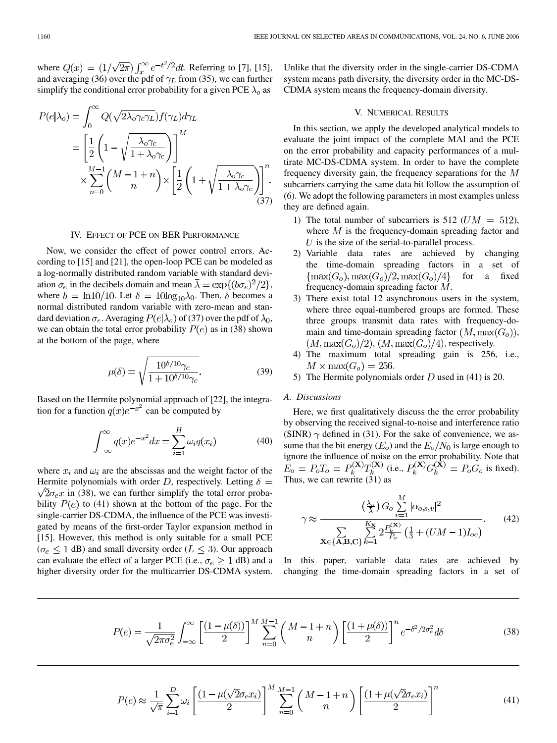where $Q(x) = (1/\sqrt{2\pi})\int_x^\infty e^{-t^2/2}dt$. Referring to [7], [15], and averaging (36) over the pdf of $\gamma_L$ from (35), we can further simplify the conditional error probability for a given PCE $\lambda_o$ as

$$P(e|\lambda_o) = \int_0^\infty Q(\sqrt{2\lambda_o\gamma_c\gamma_L})f(\gamma_L)d\gamma_L = \left[\frac{1}{2}\left(1-\sqrt{\frac{\lambda_o\gamma_c}{1+\lambda_o\gamma_c}}\right)\right]^M \times \sum_{n=0}^{M-1}\binom{M-1+n}{n} \times \left[\frac{1}{2}\left(1+\sqrt{\frac{\lambda_o\gamma_c}{1+\lambda_o\gamma_c}}\right)\right]^n. \tag{37}$$

## IV. Effect of PCE on BER Performance

Now, we consider the effect of power control errors. According to [15] and [21], the open-loop PCE can be modeled as a log-normally distributed random variable with standard deviation $\sigma_e$ in the decibels domain and mean $\bar{\lambda} = \exp\{(b\sigma_e)^2/2\}$, where $b = \ln 10/10$. Let $\delta = 10\log_{10}\lambda_0$. Then, $\delta$ becomes a normal distributed random variable with zero-mean and standard deviation $\sigma_e$. Averaging $P(e|\lambda_o)$ of (37) over the pdf of $\lambda_0$, we can obtain the total error probability $P(e)$ as in (38) shown at the bottom of the page, where

$$\mu(\delta) = \sqrt{\frac{10^{\delta/10}\gamma_c}{1+10^{\delta/10}\gamma_c}}. \tag{39}$$

Based on the Hermite polynomial approach of [22], the integration for a function $q(x)e^{-x^2}$ can be computed by

$$\int_{-\infty}^{\infty} q(x)e^{-x^2}dx = \sum_{i=1}^{H}\omega_i q(x_i) \tag{40}$$

where $x_i$ and $\omega_i$ are the abscissas and the weight factor of the Hermite polynomials with order $D$, respectively. Letting $\delta = \sqrt{2}\sigma_e x$ in (38), we can further simplify the total error probability $P(e)$ to (41) shown at the bottom of the page. For the single-carrier DS-CDMA, the influence of the PCE was investigated by means of the first-order Taylor expansion method in [15]. However, this method is only suitable for a small PCE ($\sigma_e \leq 1$ dB) and small diversity order ($L \leq 3$). Our approach can evaluate the effect of a larger PCE (i.e., $\sigma_e \geq 1$ dB) and a higher diversity order for the multicarrier DS-CDMA system. Unlike that the diversity order in the single-carrier DS-CDMA system means path diversity, the diversity order in the MC-DS-CDMA system means the frequency-domain diversity.

## V. Numerical Results

In this section, we apply the developed analytical models to evaluate the joint impact of the complete MAI and the PCE on the error probability and capacity performances of a multirate MC-DS-CDMA system. In order to have the complete frequency diversity gain, the frequency separations for the $M$ subcarriers carrying the same data bit follow the assumption of (6). We adopt the following parameters in most examples unless they are defined again.

1) The total number of subcarriers is 512 ($UM = 512$), where $M$ is the frequency-domain spreading factor and $U$ is the size of the serial-to-parallel process.
2) Variable data rates are achieved by changing the time-domain spreading factors in a set of $\{\max(G_o), \max(G_o)/2, \max(G_o)/4\}$ for a fixed frequency-domain spreading factor $M$.
3) There exist total 12 asynchronous users in the system, where three equal-numbered groups are formed. These three groups transmit data rates with frequency-domain and time-domain spreading factor $(M, \max(G_o))$, $(M, \max(G_o)/2)$, $(M, \max(G_o)/4)$, respectively.
4) The maximum total spreading gain is 256, i.e., $M \times \max(G_o) = 256$.
5) The Hermite polynomials order $D$ used in (41) is 20.

### A. Discussions

Here, we first qualitatively discuss the the error probability by observing the received signal-to-noise and interference ratio (SINR) $\gamma$ defined in (31). For the sake of convenience, we assume that the bit energy ($E_o$) and the $E_o/N_0$ is large enough to ignore the influence of noise on the error probability. Note that $E_o = P_oT_o = P_k^{(\mathbf{X})}T_k^{(\mathbf{X})}$ (i.e., $P_k^{(\mathbf{X})}G_k^{(\mathbf{X})} = P_oG_o$ is fixed). Thus, we can rewrite (31) as

$$\gamma \approx \frac{\left(\frac{\lambda_o}{\bar{\lambda}}\right)G_o\sum_{v=1}^{M}|\alpha_{o,s,v}|^2}{\sum_{\mathbf{X}\in\{\mathbf{A},\mathbf{B},\mathbf{C}\}}\sum_{k=1}^{K_\mathbf{X}} 2\frac{P_k^{(\mathbf{X})}}{P_o}\left(\frac{1}{3}+(UM-1)I_{oc}\right)}. \tag{42}$$

In this paper, variable data rates are achieved by changing the time-domain spreading factors in a set of

$$P(e) = \frac{1}{\sqrt{2\pi\sigma_e^2}}\int_{-\infty}^{\infty}\left[\frac{(1-\mu(\delta))}{2}\right]^M \sum_{n=0}^{M-1}\binom{M-1+n}{n}\left[\frac{(1+\mu(\delta))}{2}\right]^n e^{-\delta^2/2\sigma_e^2}d\delta \tag{38}$$

$$P(e) \approx \frac{1}{\sqrt{\pi}}\sum_{i=1}^{D}\omega_i\left[\frac{(1-\mu(\sqrt{2}\sigma_e x_i))}{2}\right]^M \sum_{n=0}^{M-1}\binom{M-1+n}{n}\left[\frac{(1+\mu(\sqrt{2}\sigma_e x_i))}{2}\right]^n \tag{41}$$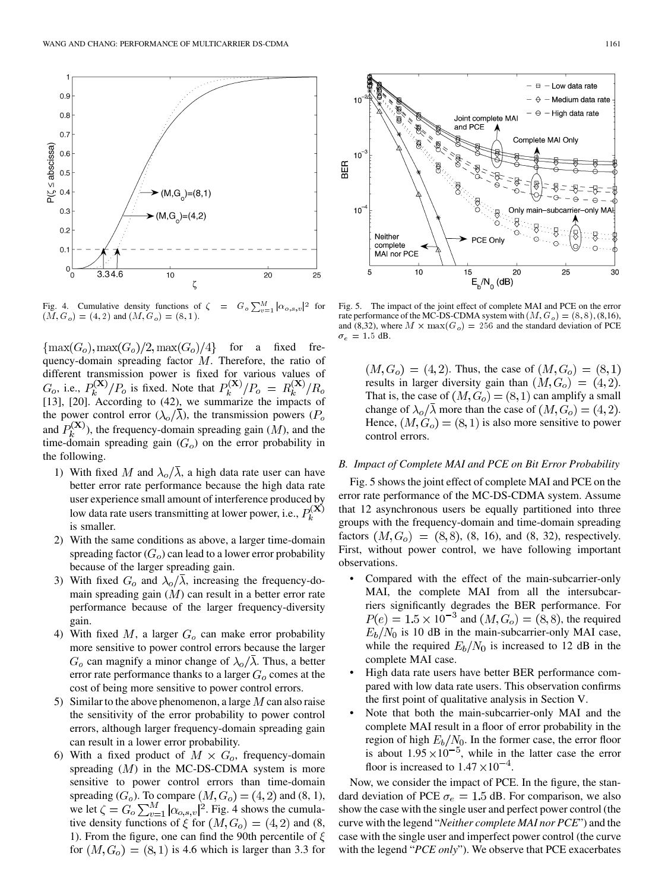Fig. 4. Cumulative density functions of $\zeta = G_o \sum_{v=1}^{M} |\alpha_{o,s,v}|^2$ for $(M, G_o) = (4, 2)$ and $(M, G_o) = (8, 1)$.

$\{\max(G_o), \max(G_o)/2, \max(G_o)/4\}$ for a fixed frequency-domain spreading factor $M$. Therefore, the ratio of different transmission power is fixed for various values of $G_o$, i.e., $P_k^{(\mathbf{X})}/P_o$ is fixed. Note that $P_k^{(\mathbf{X})}/P_o = R_k^{(\mathbf{X})}/R_o$ [13], [20]. According to (42), we summarize the impacts of the power control error ($\lambda_o/\overline{\lambda}$), the transmission powers ($P_o$ and $P_k^{(\mathbf{X})}$), the frequency-domain spreading gain ($M$), and the time-domain spreading gain ($G_o$) on the error probability in the following.

1) With fixed $M$ and $\lambda_o/\overline{\lambda}$, a high data rate user can have better error rate performance because the high data rate user experience small amount of interference produced by low data rate users transmitting at lower power, i.e., $P_k^{(\mathbf{X})}$ is smaller.
2) With the same conditions as above, a larger time-domain spreading factor ($G_o$) can lead to a lower error probability because of the larger spreading gain.
3) With fixed $G_o$ and $\lambda_o/\overline{\lambda}$, increasing the frequency-domain spreading gain ($M$) can result in a better error rate performance because of the larger frequency-diversity gain.
4) With fixed $M$, a larger $G_o$ can make error probability more sensitive to power control errors because the larger $G_o$ can magnify a minor change of $\lambda_o/\overline{\lambda}$. Thus, a better error rate performance thanks to a larger $G_o$ comes at the cost of being more sensitive to power control errors.
5) Similar to the above phenomenon, a large $M$ can also raise the sensitivity of the error probability to power control errors, although larger frequency-domain spreading gain can result in a lower error probability.
6) With a fixed product of $M \times G_o$, frequency-domain spreading ($M$) in the MC-DS-CDMA system is more sensitive to power control errors than time-domain spreading ($G_o$). To compare $(M, G_o) = (4, 2)$ and (8, 1), we let $\zeta = G_o \sum_{v=1}^{M} |\alpha_{o,s,v}|^2$. Fig. 4 shows the cumulative density functions of $\xi$ for $(M, G_o) = (4, 2)$ and (8, 1). From the figure, one can find the 90th percentile of $\xi$ for $(M, G_o) = (8, 1)$ is 4.6 which is larger than 3.3 for $(M, G_o) = (4, 2)$. Thus, the case of $(M, G_o) = (8, 1)$ results in larger diversity gain than $(M, G_o) = (4, 2)$. That is, the case of $(M, G_o) = (8, 1)$ can amplify a small change of $\lambda_o/\overline{\lambda}$ more than the case of $(M, G_o) = (4, 2)$. Hence, $(M, G_o) = (8, 1)$ is also more sensitive to power control errors.

Fig. 5. The impact of the joint effect of complete MAI and PCE on the error rate performance of the MC-DS-CDMA system with $(M, G_o) = (8, 8), (8,16)$, and (8,32), where $M \times \max(G_o) = 256$ and the standard deviation of PCE $\sigma_e = 1.5$ dB.

### B. Impact of Complete MAI and PCE on Bit Error Probability

Fig. 5 shows the joint effect of complete MAI and PCE on the error rate performance of the MC-DS-CDMA system. Assume that 12 asynchronous users be equally partitioned into three groups with the frequency-domain and time-domain spreading factors $(M, G_o) = (8, 8)$, (8, 16), and (8, 32), respectively. First, without power control, we have following important observations.

- Compared with the effect of the main-subcarrier-only MAI, the complete MAI from all the intersubcarriers significantly degrades the BER performance. For $P(e) = 1.5 \times 10^{-3}$ and $(M, G_o) = (8, 8)$, the required $E_b/N_0$ is 10 dB in the main-subcarrier-only MAI case, while the required $E_b/N_0$ is increased to 12 dB in the complete MAI case.
- High data rate users have better BER performance compared with low data rate users. This observation confirms the first point of qualitative analysis in Section V.
- Note that both the main-subcarrier-only MAI and the complete MAI result in a floor of error probability in the region of high $E_b/N_0$. In the former case, the error floor is about $1.95 \times 10^{-5}$, while in the latter case the error floor is increased to $1.47 \times 10^{-4}$.

Now, we consider the impact of PCE. In the figure, the standard deviation of PCE $\sigma_e = 1.5$ dB. For comparison, we also show the case with the single user and perfect power control (the curve with the legend "*Neither complete MAI nor PCE*") and the case with the single user and imperfect power control (the curve with the legend "*PCE only*"). We observe that PCE exacerbates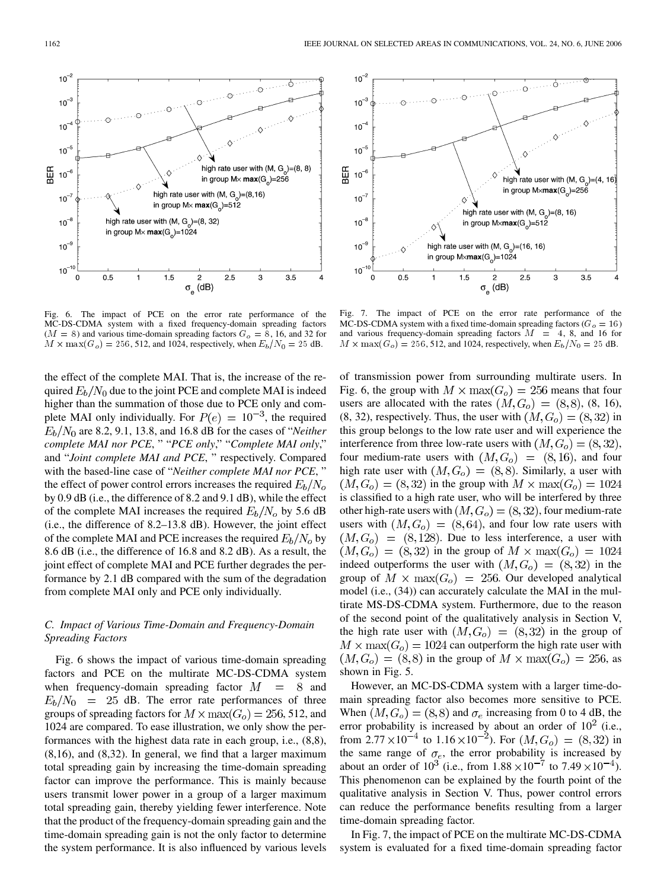Fig. 6. The impact of PCE on the error rate performance of the MC-DS-CDMA system with a fixed frequency-domain spreading factors ($M = 8$) and various time-domain spreading factors $G_o = 8$, 16, and 32 for $M \times \max(G_o) = 256$, 512, and 1024, respectively, when $E_b/N_0 = 25$ dB.

Fig. 7. The impact of PCE on the error rate performance of the MC-DS-CDMA system with a fixed time-domain spreading factors ($G_o = 16$) and various frequency-domain spreading factors $M = 4$, 8, and 16 for $M \times \max(G_o) = 256$, 512, and 1024, respectively, when $E_b/N_0 = 25$ dB.

the effect of the complete MAI. That is, the increase of the required $E_b/N_0$ due to the joint PCE and complete MAI is indeed higher than the summation of those due to PCE only and complete MAI only individually. For $P(e) = 10^{-3}$, the required $E_b/N_0$ are 8.2, 9.1, 13.8, and 16.8 dB for the cases of "*Neither complete MAI nor PCE*," "*PCE only*," "*Complete MAI only*," and "*Joint complete MAI and PCE*," respectively. Compared with the based-line case of "*Neither complete MAI nor PCE*," the effect of power control errors increases the required $E_b/N_o$ by 0.9 dB (i.e., the difference of 8.2 and 9.1 dB), while the effect of the complete MAI increases the required $E_b/N_o$ by 5.6 dB (i.e., the difference of 8.2–13.8 dB). However, the joint effect of the complete MAI and PCE increases the required $E_b/N_o$ by 8.6 dB (i.e., the difference of 16.8 and 8.2 dB). As a result, the joint effect of complete MAI and PCE further degrades the performance by 2.1 dB compared with the sum of the degradation from complete MAI only and PCE only individually.

### C. Impact of Various Time-Domain and Frequency-Domain Spreading Factors

Fig. 6 shows the impact of various time-domain spreading factors and PCE on the multirate MC-DS-CDMA system when frequency-domain spreading factor $M = 8$ and $E_b/N_0 = 25$ dB. The error rate performances of three groups of spreading factors for $M \times \max(G_o) = 256$, 512, and 1024 are compared. To ease illustration, we only show the performances with the highest data rate in each group, i.e., (8,8), (8,16), and (8,32). In general, we find that a larger maximum total spreading gain by increasing the time-domain spreading factor can improve the performance. This is mainly because users transmit lower power in a group of a larger maximum total spreading gain, thereby yielding fewer interference. Note that the product of the frequency-domain spreading gain and the time-domain spreading gain is not the only factor to determine the system performance. It is also influenced by various levels of transmission power from surrounding multirate users. In Fig. 6, the group with $M \times \max(G_o) = 256$ means that four users are allocated with the rates $(M, G_o) = (8, 8)$, (8, 16), (8, 32), respectively. Thus, the user with $(M, G_o) = (8, 32)$ in this group belongs to the low rate user and will experience the interference from three low-rate users with $(M, G_o) = (8, 32)$, four medium-rate users with $(M, G_o) = (8, 16)$, and four high rate user with $(M, G_o) = (8, 8)$. Similarly, a user with $(M, G_o) = (8, 32)$ in the group with $M \times \max(G_o) = 1024$ is classified to a high rate user, who will be interfered by three other high-rate users with $(M, G_o) = (8, 32)$, four medium-rate users with $(M, G_o) = (8, 64)$, and four low rate users with $(M, G_o) = (8, 128)$. Due to less interference, a user with $(M, G_o) = (8, 32)$ in the group of $M \times \max(G_o) = 1024$ indeed outperforms the user with $(M, G_o) = (8, 32)$ in the group of $M \times \max(G_o) = 256$. Our developed analytical model (i.e., (34)) can accurately calculate the MAI in the multirate MS-DS-CDMA system. Furthermore, due to the reason of the second point of the qualitatively analysis in Section V, the high rate user with $(M, G_o) = (8, 32)$ in the group of $M \times \max(G_o) = 1024$ can outperform the high rate user with $(M, G_o) = (8, 8)$ in the group of $M \times \max(G_o) = 256$, as shown in Fig. 5.

However, an MC-DS-CDMA system with a larger time-domain spreading factor also becomes more sensitive to PCE. When $(M, G_o) = (8, 8)$ and $\sigma_e$ increasing from 0 to 4 dB, the error probability is increased by about an order of $10^2$ (i.e., from $2.77 \times 10^{-4}$ to $1.16 \times 10^{-2}$). For $(M, G_o) = (8, 32)$ in the same range of $\sigma_e$, the error probability is increased by about an order of $10^3$ (i.e., from $1.88 \times 10^{-7}$ to $7.49 \times 10^{-4}$). This phenomenon can be explained by the fourth point of the qualitative analysis in Section V. Thus, power control errors can reduce the performance benefits resulting from a larger time-domain spreading factor.

In Fig. 7, the impact of PCE on the multirate MC-DS-CDMA system is evaluated for a fixed time-domain spreading factor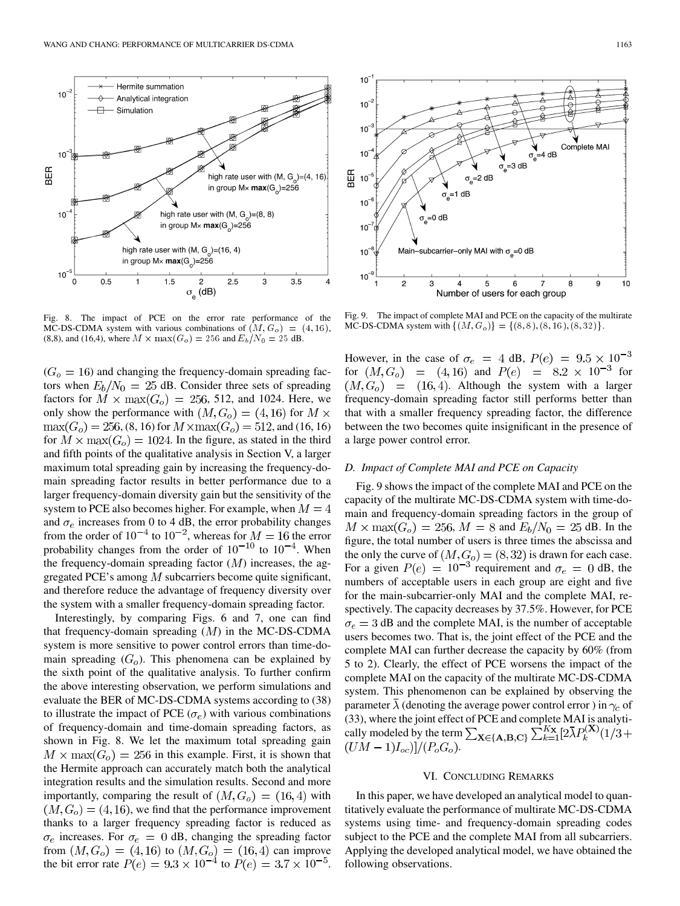Fig. 8. The impact of PCE on the error rate performance of the MC-DS-CDMA system with various combinations of $(M, G_o) = (4, 16)$, (8,8), and (16,4), where $M \times \max(G_o) = 256$ and $E_b/N_0 = 25$ dB.

Fig. 9. The impact of complete MAI and PCE on the capacity of the multirate MC-DS-CDMA system with $\{(M, G_o)\} = \{(8, 8), (8, 16), (8, 32)\}$.

$(G_o = 16)$ and changing the frequency-domain spreading factors when $E_b/N_0 = 25$ dB. Consider three sets of spreading factors for $M \times \max(G_o) = 256$, 512, and 1024. Here, we only show the performance with $(M, G_o) = (4, 16)$ for $M \times \max(G_o) = 256$, $(8, 16)$ for $M \times \max(G_o) = 512$, and $(16, 16)$ for $M \times \max(G_o) = 1024$. In the figure, as stated in the third and fifth points of the qualitative analysis in Section V, a larger maximum total spreading gain by increasing the frequency-domain spreading factor results in better performance due to a larger frequency-domain diversity gain but the sensitivity of the system to PCE also becomes higher. For example, when $M = 4$ and $\sigma_e$ increases from 0 to 4 dB, the error probability changes from the order of $10^{-4}$ to $10^{-2}$, whereas for $M = 16$ the error probability changes from the order of $10^{-10}$ to $10^{-4}$. When the frequency-domain spreading factor $(M)$ increases, the aggregated PCE's among $M$ subcarriers become quite significant, and therefore reduce the advantage of frequency diversity over the system with a smaller frequency-domain spreading factor.

Interestingly, by comparing Figs. 6 and 7, one can find that frequency-domain spreading $(M)$ in the MC-DS-CDMA system is more sensitive to power control errors than time-domain spreading $(G_o)$. This phenomena can be explained by the sixth point of the qualitative analysis. To further confirm the above interesting observation, we perform simulations and evaluate the BER of MC-DS-CDMA systems according to (38) to illustrate the impact of PCE $(\sigma_e)$ with various combinations of frequency-domain and time-domain spreading factors, as shown in Fig. 8. We let the maximum total spreading gain $M \times \max(G_o) = 256$ in this example. First, it is shown that the Hermite approach can accurately match both the analytical integration results and the simulation results. Second and more importantly, comparing the result of $(M, G_o) = (16, 4)$ with $(M, G_o) = (4, 16)$, we find that the performance improvement thanks to a larger frequency spreading factor is reduced as $\sigma_e$ increases. For $\sigma_e = 0$ dB, changing the spreading factor from $(M, G_o) = (4, 16)$ to $(M, G_o) = (16, 4)$ can improve the bit error rate $P(e) = 9.3 \times 10^{-4}$ to $P(e) = 3.7 \times 10^{-5}$. However, in the case of $\sigma_e = 4$ dB, $P(e) = 9.5 \times 10^{-3}$ for $(M, G_o) = (4, 16)$ and $P(e) = 8.2 \times 10^{-3}$ for $(M, G_o) = (16, 4)$. Although the system with a larger frequency-domain spreading factor still performs better than that with a smaller frequency spreading factor, the difference between the two becomes quite insignificant in the presence of a large power control error.

### D. Impact of Complete MAI and PCE on Capacity

Fig. 9 shows the impact of the complete MAI and PCE on the capacity of the multirate MC-DS-CDMA system with time-domain and frequency-domain spreading factors in the group of $M \times \max(G_o) = 256$, $M = 8$ and $E_b/N_0 = 25$ dB. In the figure, the total number of users is three times the abscissa and the only the curve of $(M, G_o) = (8, 32)$ is drawn for each case. For a given $P(e) = 10^{-3}$ requirement and $\sigma_e = 0$ dB, the numbers of acceptable users in each group are eight and five for the main-subcarrier-only MAI and the complete MAI, respectively. The capacity decreases by 37.5%. However, for PCE $\sigma_e = 3$ dB and the complete MAI, is the number of acceptable users becomes two. That is, the joint effect of the PCE and the complete MAI can further decrease the capacity by 60% (from 5 to 2). Clearly, the effect of PCE worsens the impact of the complete MAI on the capacity of the multirate MC-DS-CDMA system. This phenomenon can be explained by observing the parameter $\bar{\lambda}$ (denoting the average power control error ) in $\gamma_c$ of (33), where the joint effect of PCE and complete MAI is analytically modeled by the term $\sum_{\mathbf{X} \in \{\mathbf{A}, \mathbf{B}, \mathbf{C}\}} \sum_{k=1}^{K_{\mathbf{X}}} [2\bar{\lambda} P_k^{(\mathbf{X})} (1/3 + (UM - 1) I_{oc})]/(P_o G_o)$.

## VI. Concluding Remarks

In this paper, we have developed an analytical model to quantitatively evaluate the performance of multirate MC-DS-CDMA systems using time- and frequency-domain spreading codes subject to the PCE and the complete MAI from all subcarriers. Applying the developed analytical model, we have obtained the following observations.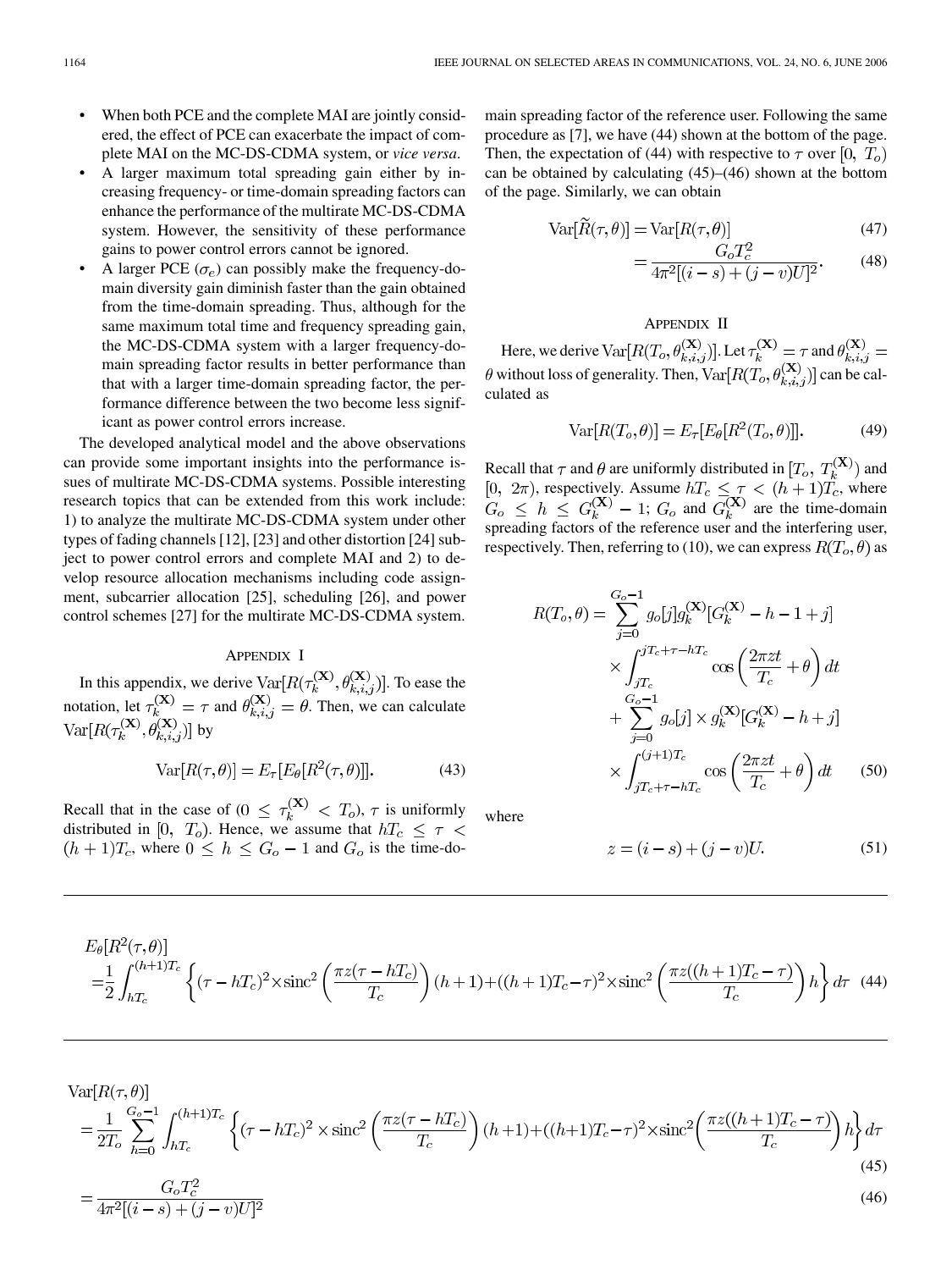- When both PCE and the complete MAI are jointly considered, the effect of PCE can exacerbate the impact of complete MAI on the MC-DS-CDMA system, or *vice versa*.
- A larger maximum total spreading gain either by increasing frequency- or time-domain spreading factors can enhance the performance of the multirate MC-DS-CDMA system. However, the sensitivity of these performance gains to power control errors cannot be ignored.
- A larger PCE ($\sigma_e$) can possibly make the frequency-domain diversity gain diminish faster than the gain obtained from the time-domain spreading. Thus, although for the same maximum total time and frequency spreading gain, the MC-DS-CDMA system with a larger frequency-domain spreading factor results in better performance than that with a larger time-domain spreading factor, the performance difference between the two become less significant as power control errors increase.

The developed analytical model and the above observations can provide some important insights into the performance issues of multirate MC-DS-CDMA systems. Possible interesting research topics that can be extended from this work include: 1) to analyze the multirate MC-DS-CDMA system under other types of fading channels [12], [23] and other distortion [24] subject to power control errors and complete MAI and 2) to develop resource allocation mechanisms including code assignment, subcarrier allocation [25], scheduling [26], and power control schemes [27] for the multirate MC-DS-CDMA system.

## Appendix I

In this appendix, we derive $\mathrm{Var}[R(\tau_k^{(\mathbf{X})}, \theta_{k,i,j}^{(\mathbf{X})})]$. To ease the notation, let $\tau_k^{(\mathbf{X})} = \tau$ and $\theta_{k,i,j}^{(\mathbf{X})} = \theta$. Then, we can calculate $\mathrm{Var}[R(\tau_k^{(\mathbf{X})}, \theta_{k,i,j}^{(\mathbf{X})})]$ by

$$\mathrm{Var}[R(\tau,\theta)] = E_\tau[E_\theta[R^2(\tau,\theta)]]. \tag{43}$$

Recall that in the case of $(0 \le \tau_k^{(\mathbf{X})} < T_o)$, $\tau$ is uniformly distributed in $[0,\ T_o)$. Hence, we assume that $hT_c \le \tau < (h+1)T_c$, where $0 \le h \le G_o - 1$ and $G_o$ is the time-domain spreading factor of the reference user. Following the same procedure as [7], we have (44) shown at the bottom of the page. Then, the expectation of (44) with respective to $\tau$ over $[0,\ T_o)$ can be obtained by calculating (45)–(46) shown at the bottom of the page. Similarly, we can obtain

$$\mathrm{Var}[\widetilde{R}(\tau,\theta)] = \mathrm{Var}[R(\tau,\theta)] \tag{47}$$

$$= \frac{G_o T_c^2}{4\pi^2[(i-s)+(j-v)U]^2}. \tag{48}$$

## Appendix II

Here, we derive $\mathrm{Var}[R(T_o, \theta_{k,i,j}^{(\mathbf{X})})]$. Let $\tau_k^{(\mathbf{X})} = \tau$ and $\theta_{k,i,j}^{(\mathbf{X})} = \theta$ without loss of generality. Then, $\mathrm{Var}[R(T_o, \theta_{k,i,j}^{(\mathbf{X})})]$ can be calculated as

$$\mathrm{Var}[R(T_o,\theta)] = E_\tau[E_\theta[R^2(T_o,\theta)]]. \tag{49}$$

Recall that $\tau$ and $\theta$ are uniformly distributed in $[T_o,\ T_k^{(\mathbf{X})})$ and $[0,\ 2\pi)$, respectively. Assume $hT_c \le \tau < (h+1)T_c$, where $G_o \le h \le G_k^{(\mathbf{X})} - 1$; $G_o$ and $G_k^{(\mathbf{X})}$ are the time-domain spreading factors of the reference user and the interfering user, respectively. Then, referring to (10), we can express $R(T_o,\theta)$ as

$$\begin{aligned} R(T_o,\theta) = &\sum_{j=0}^{G_o-1} g_o[j] g_k^{(\mathbf{X})}[G_k^{(\mathbf{X})} - h - 1 + j] \\ &\times \int_{jT_c}^{jT_c+\tau-hT_c} \cos\left(\frac{2\pi z t}{T_c} + \theta\right) dt \\ &+ \sum_{j=0}^{G_o-1} g_o[j] \times g_k^{(\mathbf{X})}[G_k^{(\mathbf{X})} - h + j] \\ &\times \int_{jT_c+\tau-hT_c}^{(j+1)T_c} \cos\left(\frac{2\pi z t}{T_c} + \theta\right) dt \end{aligned} \tag{50}$$

where

$$z = (i-s) + (j-v)U. \tag{51}$$

$$\begin{aligned} &E_\theta[R^2(\tau,\theta)] \\ &= \frac{1}{2}\int_{hT_c}^{(h+1)T_c} \left\{ (\tau - hT_c)^2 \times \mathrm{sinc}^2\left(\frac{\pi z(\tau - hT_c)}{T_c}\right)(h+1) + ((h+1)T_c - \tau)^2 \times \mathrm{sinc}^2\left(\frac{\pi z((h+1)T_c - \tau)}{T_c}\right) h \right\} d\tau \end{aligned} \tag{44}$$

$$\begin{aligned} &\mathrm{Var}[R(\tau,\theta)] \\ &= \frac{1}{2T_o}\sum_{h=0}^{G_o-1}\int_{hT_c}^{(h+1)T_c} \left\{ (\tau - hT_c)^2 \times \mathrm{sinc}^2\left(\frac{\pi z(\tau - hT_c)}{T_c}\right)(h+1) + ((h+1)T_c - \tau)^2 \times \mathrm{sinc}^2\left(\frac{\pi z((h+1)T_c - \tau)}{T_c}\right) h \right\} d\tau \end{aligned} \tag{45}$$

$$= \frac{G_o T_c^2}{4\pi^2[(i-s)+(j-v)U]^2} \tag{46}$$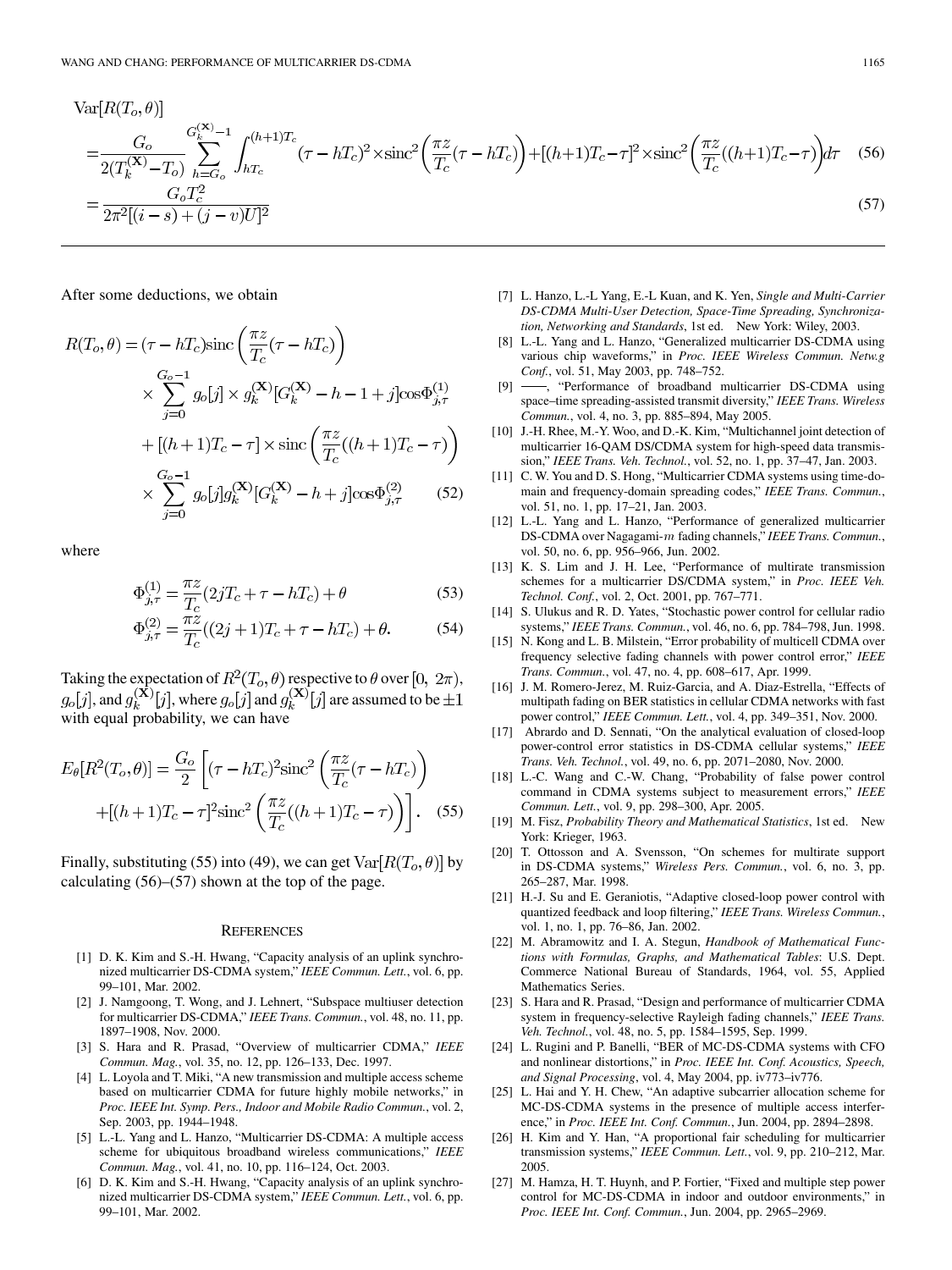$$\mathrm{Var}[R(T_o,\theta)]$$

$$=\frac{G_o}{2(T_k^{(\mathbf{X})}-T_o)}\sum_{h=G_o}^{G_k^{(\mathbf{X})}-1}\int_{hT_c}^{(h+1)T_c}(\tau-hT_c)^2\times\mathrm{sinc}^2\left(\frac{\pi z}{T_c}(\tau-hT_c)\right)+[(h+1)T_c-\tau]^2\times\mathrm{sinc}^2\left(\frac{\pi z}{T_c}((h+1)T_c-\tau)\right)d\tau \quad (56)$$

$$=\frac{G_oT_c^2}{2\pi^2[(i-s)+(j-v)U]^2} \quad (57)$$

After some deductions, we obtain

$$R(T_o,\theta)=(\tau-hT_c)\mathrm{sinc}\left(\frac{\pi z}{T_c}(\tau-hT_c)\right)\times\sum_{j=0}^{G_o-1}g_o[j]\times g_k^{(\mathbf{X})}[G_k^{(\mathbf{X})}-h-1+j]\cos\Phi_{j,\tau}^{(1)}+[(h+1)T_c-\tau]\times\mathrm{sinc}\left(\frac{\pi z}{T_c}((h+1)T_c-\tau)\right)\times\sum_{j=0}^{G_o-1}g_o[j]g_k^{(\mathbf{X})}[G_k^{(\mathbf{X})}-h+j]\cos\Phi_{j,\tau}^{(2)} \quad (52)$$

where

$$\Phi_{j,\tau}^{(1)}=\frac{\pi z}{T_c}(2jT_c+\tau-hT_c)+\theta \quad (53)$$

$$\Phi_{j,\tau}^{(2)}=\frac{\pi z}{T_c}((2j+1)T_c+\tau-hT_c)+\theta. \quad (54)$$

Taking the expectation of $R^2(T_o,\theta)$ respective to $\theta$ over $[0,\ 2\pi)$, $g_o[j]$, and $g_k^{(\mathbf{X})}[j]$, where $g_o[j]$ and $g_k^{(\mathbf{X})}[j]$ are assumed to be $\pm 1$ with equal probability, we can have

$$E_\theta[R^2(T_o,\theta)]=\frac{G_o}{2}\left[(\tau-hT_c)^2\mathrm{sinc}^2\left(\frac{\pi z}{T_c}(\tau-hT_c)\right)+[(h+1)T_c-\tau]^2\mathrm{sinc}^2\left(\frac{\pi z}{T_c}((h+1)T_c-\tau)\right)\right]. \quad (55)$$

Finally, substituting (55) into (49), we can get $\mathrm{Var}[R(T_o,\theta)]$ by calculating (56)–(57) shown at the top of the page.

## References

[1] D. K. Kim and S.-H. Hwang, "Capacity analysis of an uplink synchronized multicarrier DS-CDMA system," *IEEE Commun. Lett.*, vol. 6, pp. 99–101, Mar. 2002.

[2] J. Namgoong, T. Wong, and J. Lehnert, "Subspace multiuser detection for multicarrier DS-CDMA," *IEEE Trans. Commun.*, vol. 48, no. 11, pp. 1897–1908, Nov. 2000.

[3] S. Hara and R. Prasad, "Overview of multicarrier CDMA," *IEEE Commun. Mag.*, vol. 35, no. 12, pp. 126–133, Dec. 1997.

[4] L. Loyola and T. Miki, "A new transmission and multiple access scheme based on multicarrier CDMA for future highly mobile networks," in *Proc. IEEE Int. Symp. Pers., Indoor and Mobile Radio Commun.*, vol. 2, Sep. 2003, pp. 1944–1948.

[5] L.-L. Yang and L. Hanzo, "Multicarrier DS-CDMA: A multiple access scheme for ubiquitous broadband wireless communications," *IEEE Commun. Mag.*, vol. 41, no. 10, pp. 116–124, Oct. 2003.

[6] D. K. Kim and S.-H. Hwang, "Capacity analysis of an uplink synchronized multicarrier DS-CDMA system," *IEEE Commun. Lett.*, vol. 6, pp. 99–101, Mar. 2002.

[7] L. Hanzo, L.-L Yang, E.-L Kuan, and K. Yen, *Single and Multi-Carrier DS-CDMA Multi-User Detection, Space-Time Spreading, Synchronization, Networking and Standards*, 1st ed. New York: Wiley, 2003.

[8] L.-L. Yang and L. Hanzo, "Generalized multicarrier DS-CDMA using various chip waveforms," in *Proc. IEEE Wireless Commun. Netw.g Conf.*, vol. 51, May 2003, pp. 748–752.

[9] ——, "Performance of broadband multicarrier DS-CDMA using space–time spreading-assisted transmit diversity," *IEEE Trans. Wireless Commun.*, vol. 4, no. 3, pp. 885–894, May 2005.

[10] J.-H. Rhee, M.-Y. Woo, and D.-K. Kim, "Multichannel joint detection of multicarrier 16-QAM DS/CDMA system for high-speed data transmission," *IEEE Trans. Veh. Technol.*, vol. 52, no. 1, pp. 37–47, Jan. 2003.

[11] C. W. You and D. S. Hong, "Multicarrier CDMA systems using time-domain and frequency-domain spreading codes," *IEEE Trans. Commun.*, vol. 51, no. 1, pp. 17–21, Jan. 2003.

[12] L.-L. Yang and L. Hanzo, "Performance of generalized multicarrier DS-CDMA over Nagagami-$m$ fading channels," *IEEE Trans. Commun.*, vol. 50, no. 6, pp. 956–966, Jun. 2002.

[13] K. S. Lim and J. H. Lee, "Performance of multirate transmission schemes for a multicarrier DS/CDMA system," in *Proc. IEEE Veh. Technol. Conf.*, vol. 2, Oct. 2001, pp. 767–771.

[14] S. Ulukus and R. D. Yates, "Stochastic power control for cellular radio systems," *IEEE Trans. Commun.*, vol. 46, no. 6, pp. 784–798, Jun. 1998.

[15] N. Kong and L. B. Milstein, "Error probability of multicell CDMA over frequency selective fading channels with power control error," *IEEE Trans. Commun.*, vol. 47, no. 4, pp. 608–617, Apr. 1999.

[16] J. M. Romero-Jerez, M. Ruiz-Garcia, and A. Diaz-Estrella, "Effects of multipath fading on BER statistics in cellular CDMA networks with fast power control," *IEEE Commun. Lett.*, vol. 4, pp. 349–351, Nov. 2000.

[17] Abrardo and D. Sennati, "On the analytical evaluation of closed-loop power-control error statistics in DS-CDMA cellular systems," *IEEE Trans. Veh. Technol.*, vol. 49, no. 6, pp. 2071–2080, Nov. 2000.

[18] L.-C. Wang and C.-W. Chang, "Probability of false power control command in CDMA systems subject to measurement errors," *IEEE Commun. Lett.*, vol. 9, pp. 298–300, Apr. 2005.

[19] M. Fisz, *Probability Theory and Mathematical Statistics*, 1st ed. New York: Krieger, 1963.

[20] T. Ottosson and A. Svensson, "On schemes for multirate support in DS-CDMA systems," *Wireless Pers. Commun.*, vol. 6, no. 3, pp. 265–287, Mar. 1998.

[21] H.-J. Su and E. Geraniotis, "Adaptive closed-loop power control with quantized feedback and loop filtering," *IEEE Trans. Wireless Commun.*, vol. 1, no. 1, pp. 76–86, Jan. 2002.

[22] M. Abramowitz and I. A. Stegun, *Handbook of Mathematical Functions with Formulas, Graphs, and Mathematical Tables*: U.S. Dept. Commerce National Bureau of Standards, 1964, vol. 55, Applied Mathematics Series.

[23] S. Hara and R. Prasad, "Design and performance of multicarrier CDMA system in frequency-selective Rayleigh fading channels," *IEEE Trans. Veh. Technol.*, vol. 48, no. 5, pp. 1584–1595, Sep. 1999.

[24] L. Rugini and P. Banelli, "BER of MC-DS-CDMA systems with CFO and nonlinear distortions," in *Proc. IEEE Int. Conf. Acoustics, Speech, and Signal Processing*, vol. 4, May 2004, pp. iv773–iv776.

[25] L. Hai and Y. H. Chew, "An adaptive subcarrier allocation scheme for MC-DS-CDMA systems in the presence of multiple access interference," in *Proc. IEEE Int. Conf. Commun.*, Jun. 2004, pp. 2894–2898.

[26] H. Kim and Y. Han, "A proportional fair scheduling for multicarrier transmission systems," *IEEE Commun. Lett.*, vol. 9, pp. 210–212, Mar. 2005.

[27] M. Hamza, H. T. Huynh, and P. Fortier, "Fixed and multiple step power control for MC-DS-CDMA in indoor and outdoor environments," in *Proc. IEEE Int. Conf. Commun.*, Jun. 2004, pp. 2965–2969.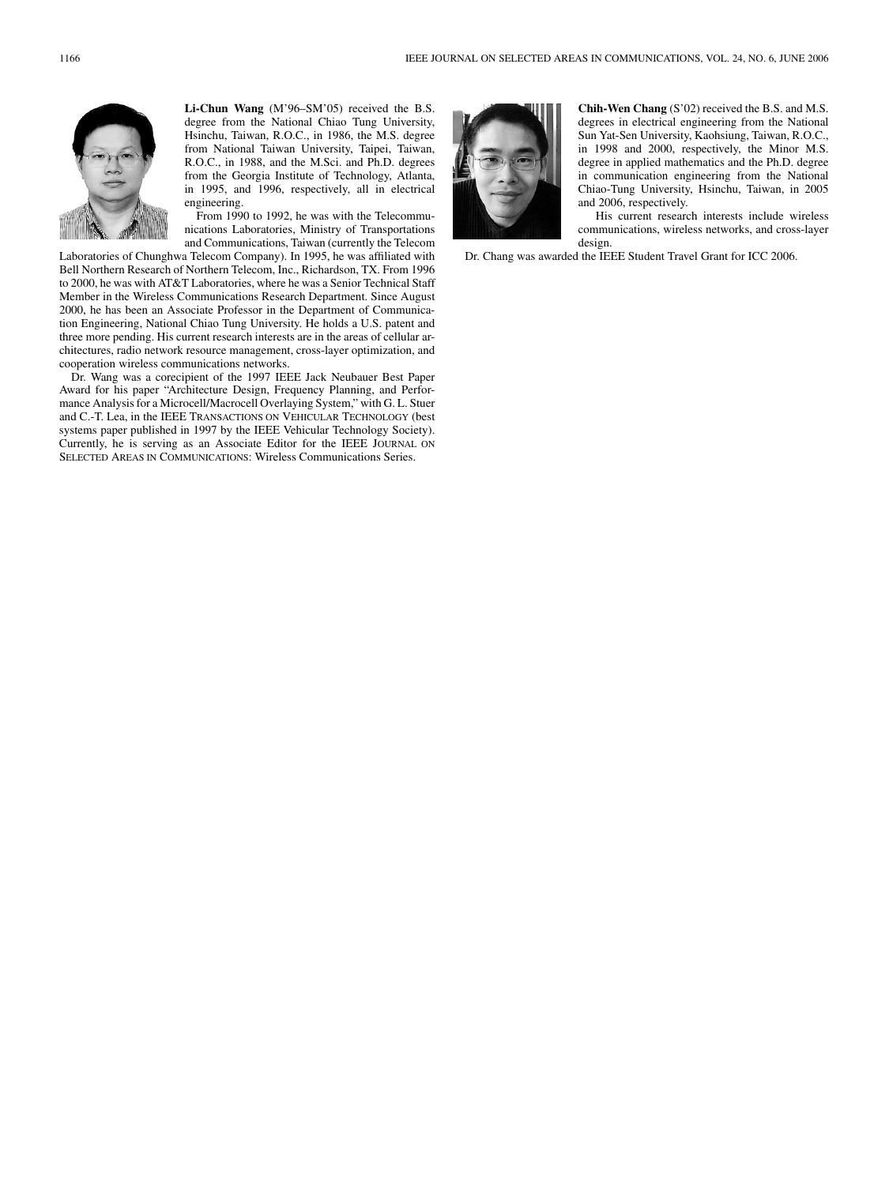**Li-Chun Wang** (M'96–SM'05) received the B.S. degree from the National Chiao Tung University, Hsinchu, Taiwan, R.O.C., in 1986, the M.S. degree from National Taiwan University, Taipei, Taiwan, R.O.C., in 1988, and the M.Sci. and Ph.D. degrees from the Georgia Institute of Technology, Atlanta, in 1995, and 1996, respectively, all in electrical engineering.

From 1990 to 1992, he was with the Telecommunications Laboratories, Ministry of Transportations and Communications, Taiwan (currently the Telecom Laboratories of Chunghwa Telecom Company). In 1995, he was affiliated with Bell Northern Research of Northern Telecom, Inc., Richardson, TX. From 1996 to 2000, he was with AT&T Laboratories, where he was a Senior Technical Staff Member in the Wireless Communications Research Department. Since August 2000, he has been an Associate Professor in the Department of Communication Engineering, National Chiao Tung University. He holds a U.S. patent and three more pending. His current research interests are in the areas of cellular architectures, radio network resource management, cross-layer optimization, and cooperation wireless communications networks.

Dr. Wang was a corecipient of the 1997 IEEE Jack Neubauer Best Paper Award for his paper "Architecture Design, Frequency Planning, and Performance Analysis for a Microcell/Macrocell Overlaying System," with G. L. Stuer and C.-T. Lea, in the IEEE TRANSACTIONS ON VEHICULAR TECHNOLOGY (best systems paper published in 1997 by the IEEE Vehicular Technology Society). Currently, he is serving as an Associate Editor for the IEEE JOURNAL ON SELECTED AREAS IN COMMUNICATIONS: Wireless Communications Series.

**Chih-Wen Chang** (S'02) received the B.S. and M.S. degrees in electrical engineering from the National Sun Yat-Sen University, Kaohsiung, Taiwan, R.O.C., in 1998 and 2000, respectively, the Minor M.S. degree in applied mathematics and the Ph.D. degree in communication engineering from the National Chiao-Tung University, Hsinchu, Taiwan, in 2005 and 2006, respectively.

His current research interests include wireless communications, wireless networks, and cross-layer design.

Dr. Chang was awarded the IEEE Student Travel Grant for ICC 2006.